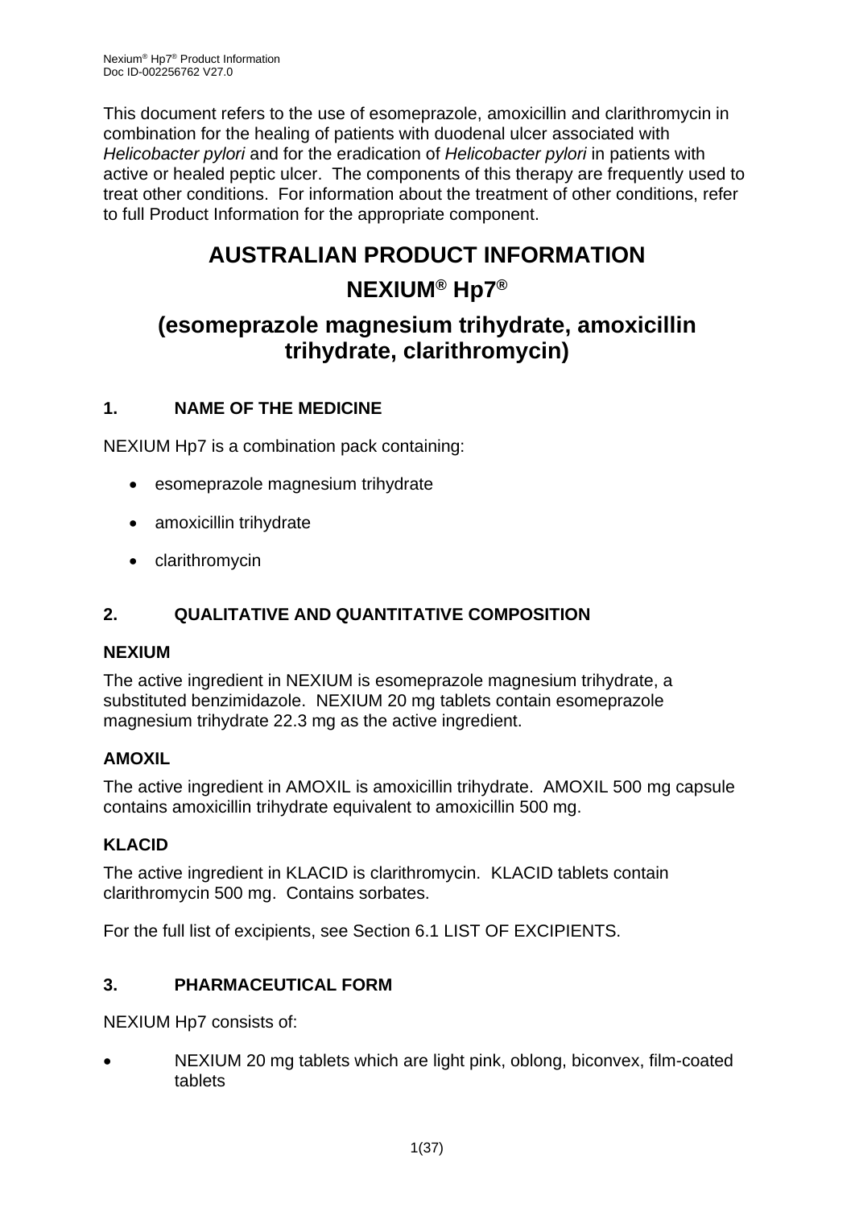This document refers to the use of esomeprazole, amoxicillin and clarithromycin in combination for the healing of patients with duodenal ulcer associated with *Helicobacter pylori* and for the eradication of *Helicobacter pylori* in patients with active or healed peptic ulcer. The components of this therapy are frequently used to treat other conditions. For information about the treatment of other conditions, refer to full Product Information for the appropriate component.

# AUSTRALIAN PRODUCT INFORMATION

# NEXIUM® Hp7®

# (esomeprazole magnesium trihydrate, amoxicillin trihydrate, clarithromycin)

## 1. NAME OF THE MEDICINE

NEXIUM Hp7 is a combination pack containing:

- esomeprazole magnesium trihydrate
- amoxicillin trihydrate
- clarithromycin

## 2. QUALITATIVE AND QUANTITATIVE COMPOSITION

### NEXIUM

The active ingredient in NEXIUM is esomeprazole magnesium trihydrate, a substituted benzimidazole. NEXIUM 20 mg tablets contain esomeprazole magnesium trihydrate 22.3 mg as the active ingredient.

### AMOXIL

The active ingredient in AMOXIL is amoxicillin trihydrate. AMOXIL 500 mg capsule contains amoxicillin trihydrate equivalent to amoxicillin 500 mg.

### KLACID

The active ingredient in KLACID is clarithromycin. KLACID tablets contain clarithromycin 500 mg. Contains sorbates.

For the full list of excipients, see Section 6.1 LIST OF EXCIPIENTS.

## 3. PHARMACEUTICAL FORM

NEXIUM Hp7 consists of:

- NEXIUM 20 mg tablets which are light pink, oblong, biconvex, film-coated tablets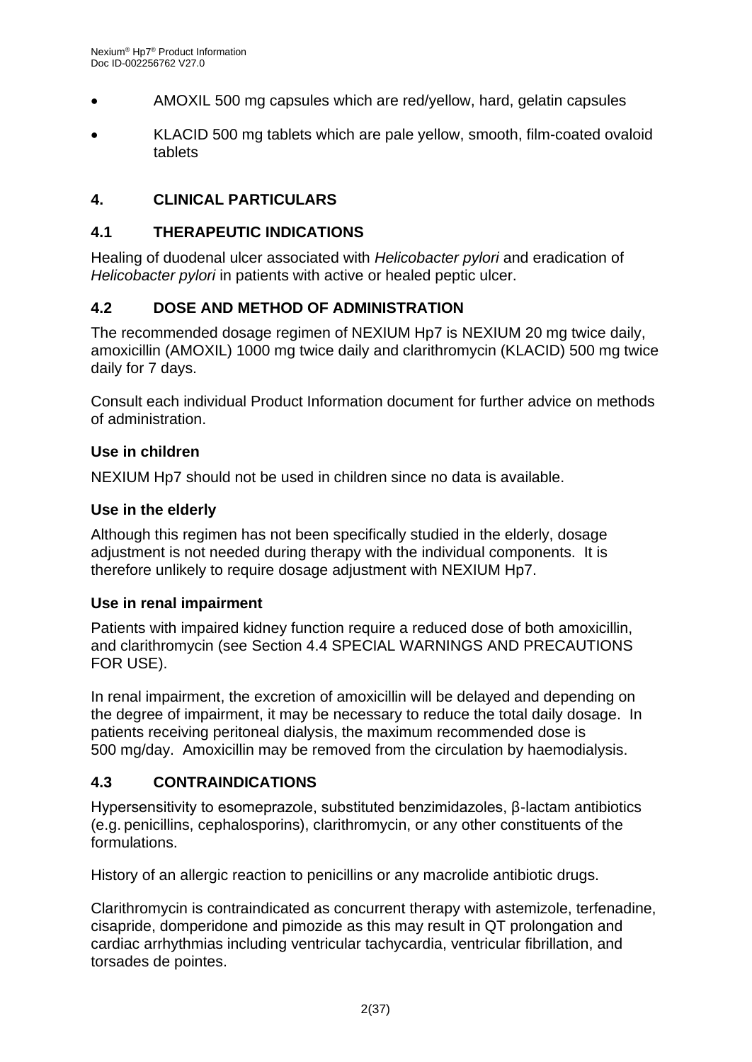- AMOXIL 500 mg capsules which are red/yellow, hard, gelatin capsules
- KLACID 500 mg tablets which are pale yellow, smooth, film-coated ovaloid tablets

## 4. CLINICAL PARTICULARS

### 4.1 THERAPEUTIC INDICATIONS

Healing of duodenal ulcer associated with *Helicobacter pylori* and eradication of *Helicobacter pylori* in patients with active or healed peptic ulcer.

### 4.2 DOSE AND METHOD OF ADMINISTRATION

The recommended dosage regimen of NEXIUM Hp7 is NEXIUM 20 mg twice daily, amoxicillin (AMOXIL) 1000 mg twice daily and clarithromycin (KLACID) 500 mg twice daily for 7 days.

Consult each individual Product Information document for further advice on methods of administration.

**Use in children**

NEXIUM Hp7 should not be used in children since no data is available.

**Use in the elderly**

Although this regimen has not been specifically studied in the elderly, dosage adjustment is not needed during therapy with the individual components. It is therefore unlikely to require dosage adjustment with NEXIUM Hp7.

**Use in renal impairment**

Patients with impaired kidney function require a reduced dose of both amoxicillin, and clarithromycin (see Section 4.4 SPECIAL WARNINGS AND PRECAUTIONS FOR USE).

In renal impairment, the excretion of amoxicillin will be delayed and depending on the degree of impairment, it may be necessary to reduce the total daily dosage. In patients receiving peritoneal dialysis, the maximum recommended dose is 500 mg/day. Amoxicillin may be removed from the circulation by haemodialysis.

### 4.3 CONTRAINDICATIONS

Hypersensitivity to esomeprazole, substituted benzimidazoles, β-lactam antibiotics (e.g. penicillins, cephalosporins), clarithromycin, or any other constituents of the formulations.

History of an allergic reaction to penicillins or any macrolide antibiotic drugs.

Clarithromycin is contraindicated as concurrent therapy with astemizole, terfenadine, cisapride, domperidone and pimozide as this may result in QT prolongation and cardiac arrhythmias including ventricular tachycardia, ventricular fibrillation, and torsades de pointes.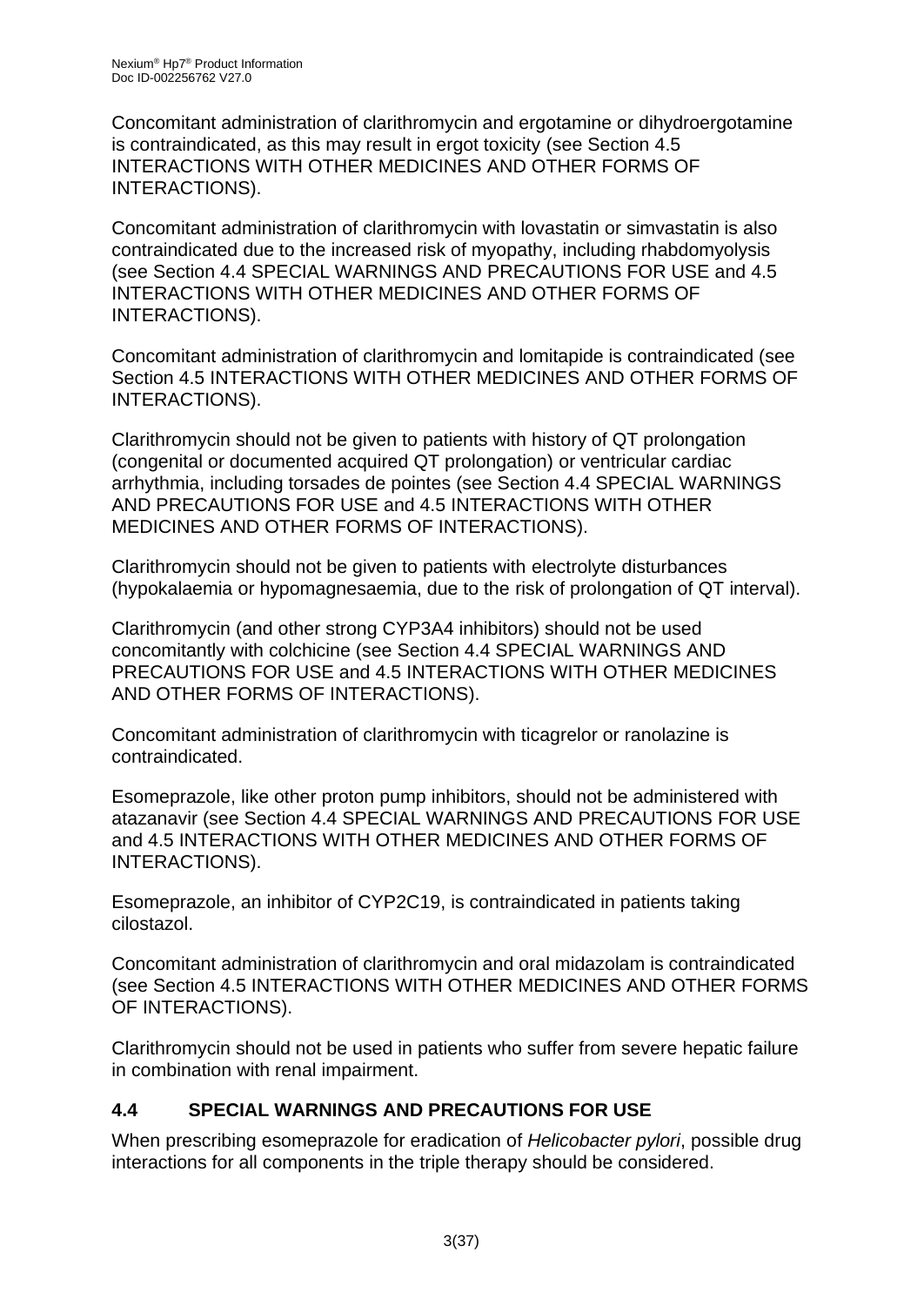Concomitant administration of clarithromycin and ergotamine or dihydroergotamine is contraindicated, as this may result in ergot toxicity (see Section 4.5 INTERACTIONS WITH OTHER MEDICINES AND OTHER FORMS OF INTERACTIONS).

Concomitant administration of clarithromycin with lovastatin or simvastatin is also contraindicated due to the increased risk of myopathy, including rhabdomyolysis (see Section 4.4 SPECIAL WARNINGS AND PRECAUTIONS FOR USE and 4.5 INTERACTIONS WITH OTHER MEDICINES AND OTHER FORMS OF INTERACTIONS).

Concomitant administration of clarithromycin and lomitapide is contraindicated (see Section 4.5 INTERACTIONS WITH OTHER MEDICINES AND OTHER FORMS OF INTERACTIONS).

Clarithromycin should not be given to patients with history of QT prolongation (congenital or documented acquired QT prolongation) or ventricular cardiac arrhythmia, including torsades de pointes (see Section 4.4 SPECIAL WARNINGS AND PRECAUTIONS FOR USE and 4.5 INTERACTIONS WITH OTHER MEDICINES AND OTHER FORMS OF INTERACTIONS).

Clarithromycin should not be given to patients with electrolyte disturbances (hypokalaemia or hypomagnesaemia, due to the risk of prolongation of QT interval).

Clarithromycin (and other strong CYP3A4 inhibitors) should not be used concomitantly with colchicine (see Section 4.4 SPECIAL WARNINGS AND PRECAUTIONS FOR USE and 4.5 INTERACTIONS WITH OTHER MEDICINES AND OTHER FORMS OF INTERACTIONS).

Concomitant administration of clarithromycin with ticagrelor or ranolazine is contraindicated.

Esomeprazole, like other proton pump inhibitors, should not be administered with atazanavir (see Section 4.4 SPECIAL WARNINGS AND PRECAUTIONS FOR USE and 4.5 INTERACTIONS WITH OTHER MEDICINES AND OTHER FORMS OF INTERACTIONS).

Esomeprazole, an inhibitor of CYP2C19, is contraindicated in patients taking cilostazol.

Concomitant administration of clarithromycin and oral midazolam is contraindicated (see Section 4.5 INTERACTIONS WITH OTHER MEDICINES AND OTHER FORMS OF INTERACTIONS).

Clarithromycin should not be used in patients who suffer from severe hepatic failure in combination with renal impairment.

## 4.4 SPECIAL WARNINGS AND PRECAUTIONS FOR USE

When prescribing esomeprazole for eradication of *Helicobacter pylori*, possible drug interactions for all components in the triple therapy should be considered.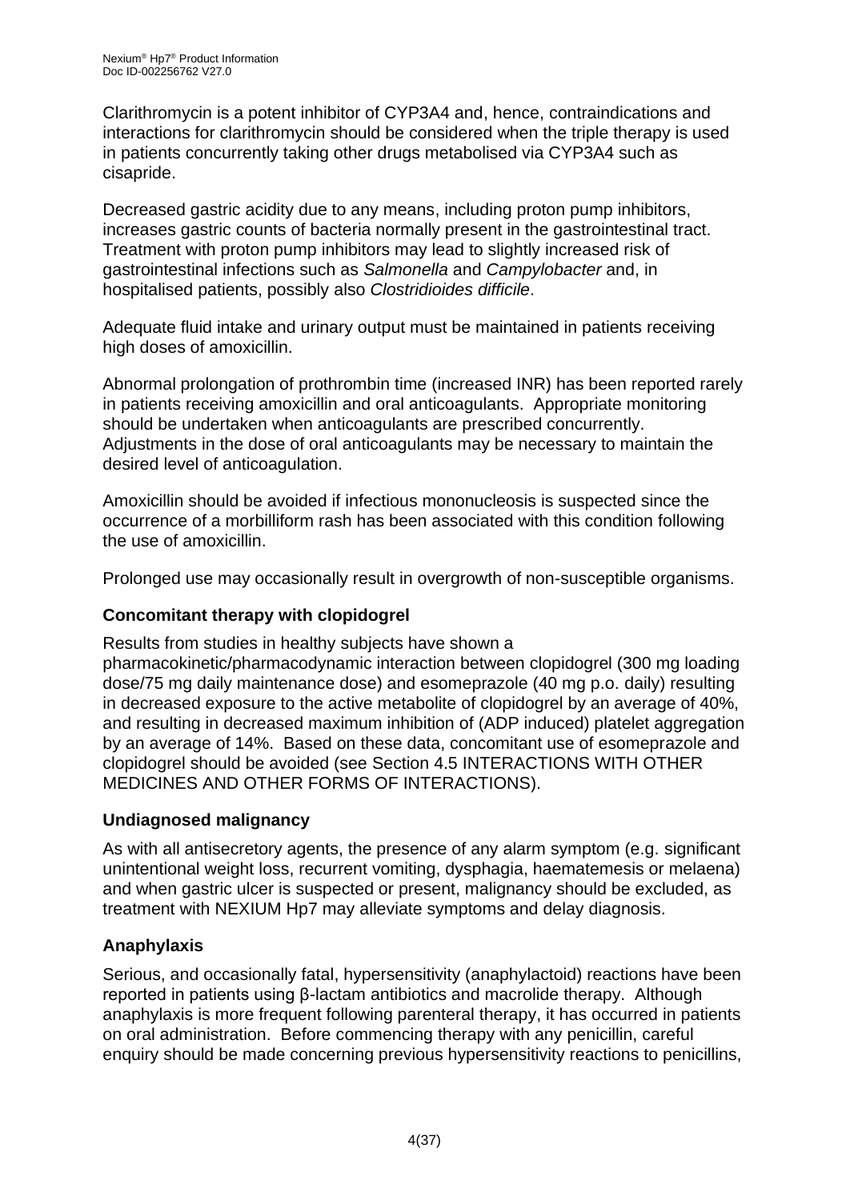Clarithromycin is a potent inhibitor of CYP3A4 and, hence, contraindications and interactions for clarithromycin should be considered when the triple therapy is used in patients concurrently taking other drugs metabolised via CYP3A4 such as cisapride.

Decreased gastric acidity due to any means, including proton pump inhibitors, increases gastric counts of bacteria normally present in the gastrointestinal tract. Treatment with proton pump inhibitors may lead to slightly increased risk of gastrointestinal infections such as *Salmonella* and *Campylobacter* and, in hospitalised patients, possibly also *Clostridioides difficile*.

Adequate fluid intake and urinary output must be maintained in patients receiving high doses of amoxicillin.

Abnormal prolongation of prothrombin time (increased INR) has been reported rarely in patients receiving amoxicillin and oral anticoagulants. Appropriate monitoring should be undertaken when anticoagulants are prescribed concurrently. Adjustments in the dose of oral anticoagulants may be necessary to maintain the desired level of anticoagulation.

Amoxicillin should be avoided if infectious mononucleosis is suspected since the occurrence of a morbilliform rash has been associated with this condition following the use of amoxicillin.

Prolonged use may occasionally result in overgrowth of non-susceptible organisms.

**Concomitant therapy with clopidogrel**

Results from studies in healthy subjects have shown a pharmacokinetic/pharmacodynamic interaction between clopidogrel (300 mg loading dose/75 mg daily maintenance dose) and esomeprazole (40 mg p.o. daily) resulting in decreased exposure to the active metabolite of clopidogrel by an average of 40%, and resulting in decreased maximum inhibition of (ADP induced) platelet aggregation by an average of 14%. Based on these data, concomitant use of esomeprazole and clopidogrel should be avoided (see Section 4.5 INTERACTIONS WITH OTHER MEDICINES AND OTHER FORMS OF INTERACTIONS).

**Undiagnosed malignancy**

As with all antisecretory agents, the presence of any alarm symptom (e.g. significant unintentional weight loss, recurrent vomiting, dysphagia, haematemesis or melaena) and when gastric ulcer is suspected or present, malignancy should be excluded, as treatment with NEXIUM Hp7 may alleviate symptoms and delay diagnosis.

**Anaphylaxis**

Serious, and occasionally fatal, hypersensitivity (anaphylactoid) reactions have been reported in patients using β-lactam antibiotics and macrolide therapy. Although anaphylaxis is more frequent following parenteral therapy, it has occurred in patients on oral administration. Before commencing therapy with any penicillin, careful enquiry should be made concerning previous hypersensitivity reactions to penicillins,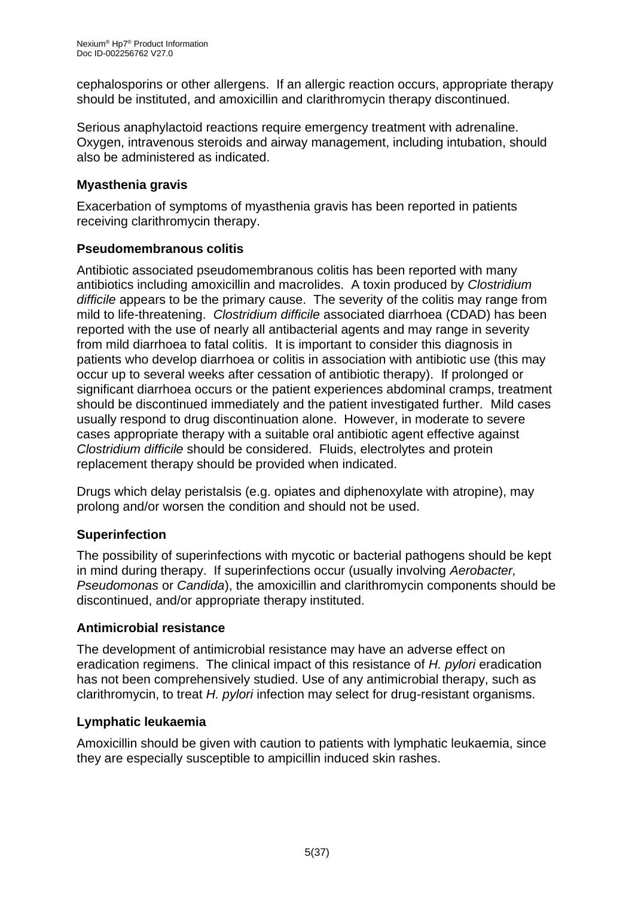cephalosporins or other allergens.  If an allergic reaction occurs, appropriate therapy should be instituted, and amoxicillin and clarithromycin therapy discontinued.

Serious anaphylactoid reactions require emergency treatment with adrenaline. Oxygen, intravenous steroids and airway management, including intubation, should also be administered as indicated.

### Myasthenia gravis

Exacerbation of symptoms of myasthenia gravis has been reported in patients receiving clarithromycin therapy.

### Pseudomembranous colitis

Antibiotic associated pseudomembranous colitis has been reported with many antibiotics including amoxicillin and macrolides.  A toxin produced by *Clostridium difficile* appears to be the primary cause.  The severity of the colitis may range from mild to life-threatening.  *Clostridium difficile* associated diarrhoea (CDAD) has been reported with the use of nearly all antibacterial agents and may range in severity from mild diarrhoea to fatal colitis.  It is important to consider this diagnosis in patients who develop diarrhoea or colitis in association with antibiotic use (this may occur up to several weeks after cessation of antibiotic therapy).  If prolonged or significant diarrhoea occurs or the patient experiences abdominal cramps, treatment should be discontinued immediately and the patient investigated further.  Mild cases usually respond to drug discontinuation alone.  However, in moderate to severe cases appropriate therapy with a suitable oral antibiotic agent effective against *Clostridium difficile* should be considered.  Fluids, electrolytes and protein replacement therapy should be provided when indicated.

Drugs which delay peristalsis (e.g. opiates and diphenoxylate with atropine), may prolong and/or worsen the condition and should not be used.

### Superinfection

The possibility of superinfections with mycotic or bacterial pathogens should be kept in mind during therapy.  If superinfections occur (usually involving *Aerobacter, Pseudomonas* or *Candida*), the amoxicillin and clarithromycin components should be discontinued, and/or appropriate therapy instituted.

### Antimicrobial resistance

The development of antimicrobial resistance may have an adverse effect on eradication regimens.  The clinical impact of this resistance of *H. pylori* eradication has not been comprehensively studied. Use of any antimicrobial therapy, such as clarithromycin, to treat *H. pylori* infection may select for drug-resistant organisms.

### Lymphatic leukaemia

Amoxicillin should be given with caution to patients with lymphatic leukaemia, since they are especially susceptible to ampicillin induced skin rashes.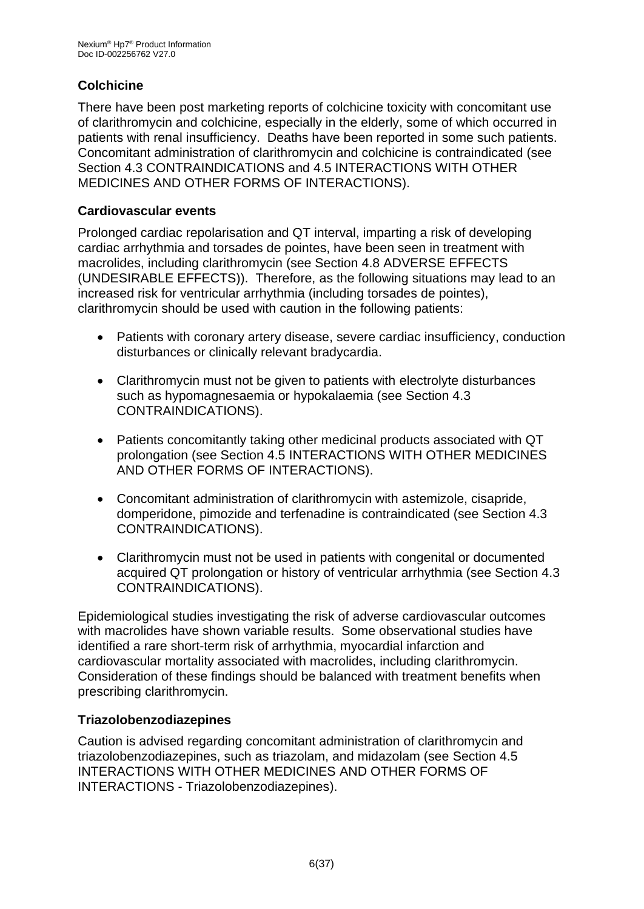### Colchicine

There have been post marketing reports of colchicine toxicity with concomitant use of clarithromycin and colchicine, especially in the elderly, some of which occurred in patients with renal insufficiency. Deaths have been reported in some such patients. Concomitant administration of clarithromycin and colchicine is contraindicated (see Section 4.3 CONTRAINDICATIONS and 4.5 INTERACTIONS WITH OTHER MEDICINES AND OTHER FORMS OF INTERACTIONS).

### Cardiovascular events

Prolonged cardiac repolarisation and QT interval, imparting a risk of developing cardiac arrhythmia and torsades de pointes, have been seen in treatment with macrolides, including clarithromycin (see Section 4.8 ADVERSE EFFECTS (UNDESIRABLE EFFECTS)). Therefore, as the following situations may lead to an increased risk for ventricular arrhythmia (including torsades de pointes), clarithromycin should be used with caution in the following patients:

- Patients with coronary artery disease, severe cardiac insufficiency, conduction disturbances or clinically relevant bradycardia.
- Clarithromycin must not be given to patients with electrolyte disturbances such as hypomagnesaemia or hypokalaemia (see Section 4.3 CONTRAINDICATIONS).
- Patients concomitantly taking other medicinal products associated with QT prolongation (see Section 4.5 INTERACTIONS WITH OTHER MEDICINES AND OTHER FORMS OF INTERACTIONS).
- Concomitant administration of clarithromycin with astemizole, cisapride, domperidone, pimozide and terfenadine is contraindicated (see Section 4.3 CONTRAINDICATIONS).
- Clarithromycin must not be used in patients with congenital or documented acquired QT prolongation or history of ventricular arrhythmia (see Section 4.3 CONTRAINDICATIONS).

Epidemiological studies investigating the risk of adverse cardiovascular outcomes with macrolides have shown variable results. Some observational studies have identified a rare short-term risk of arrhythmia, myocardial infarction and cardiovascular mortality associated with macrolides, including clarithromycin. Consideration of these findings should be balanced with treatment benefits when prescribing clarithromycin.

### Triazolobenzodiazepines

Caution is advised regarding concomitant administration of clarithromycin and triazolobenzodiazepines, such as triazolam, and midazolam (see Section 4.5 INTERACTIONS WITH OTHER MEDICINES AND OTHER FORMS OF INTERACTIONS - Triazolobenzodiazepines).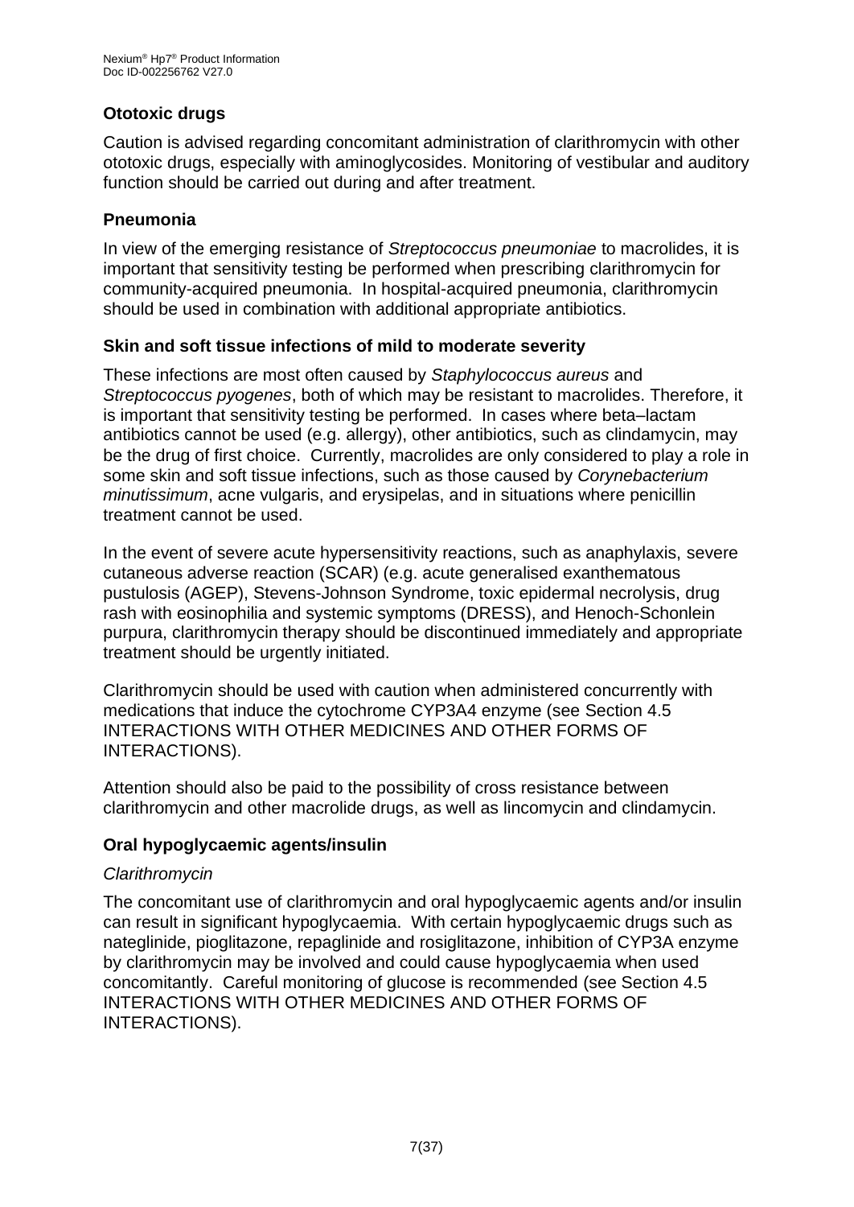### Ototoxic drugs

Caution is advised regarding concomitant administration of clarithromycin with other ototoxic drugs, especially with aminoglycosides. Monitoring of vestibular and auditory function should be carried out during and after treatment.

### Pneumonia

In view of the emerging resistance of *Streptococcus pneumoniae* to macrolides, it is important that sensitivity testing be performed when prescribing clarithromycin for community-acquired pneumonia. In hospital-acquired pneumonia, clarithromycin should be used in combination with additional appropriate antibiotics.

### Skin and soft tissue infections of mild to moderate severity

These infections are most often caused by *Staphylococcus aureus* and *Streptococcus pyogenes*, both of which may be resistant to macrolides. Therefore, it is important that sensitivity testing be performed. In cases where beta–lactam antibiotics cannot be used (e.g. allergy), other antibiotics, such as clindamycin, may be the drug of first choice. Currently, macrolides are only considered to play a role in some skin and soft tissue infections, such as those caused by *Corynebacterium minutissimum*, acne vulgaris, and erysipelas, and in situations where penicillin treatment cannot be used.

In the event of severe acute hypersensitivity reactions, such as anaphylaxis, severe cutaneous adverse reaction (SCAR) (e.g. acute generalised exanthematous pustulosis (AGEP), Stevens-Johnson Syndrome, toxic epidermal necrolysis, drug rash with eosinophilia and systemic symptoms (DRESS), and Henoch-Schonlein purpura, clarithromycin therapy should be discontinued immediately and appropriate treatment should be urgently initiated.

Clarithromycin should be used with caution when administered concurrently with medications that induce the cytochrome CYP3A4 enzyme (see Section 4.5 INTERACTIONS WITH OTHER MEDICINES AND OTHER FORMS OF INTERACTIONS).

Attention should also be paid to the possibility of cross resistance between clarithromycin and other macrolide drugs, as well as lincomycin and clindamycin.

### Oral hypoglycaemic agents/insulin

*Clarithromycin*

The concomitant use of clarithromycin and oral hypoglycaemic agents and/or insulin can result in significant hypoglycaemia. With certain hypoglycaemic drugs such as nateglinide, pioglitazone, repaglinide and rosiglitazone, inhibition of CYP3A enzyme by clarithromycin may be involved and could cause hypoglycaemia when used concomitantly. Careful monitoring of glucose is recommended (see Section 4.5 INTERACTIONS WITH OTHER MEDICINES AND OTHER FORMS OF INTERACTIONS).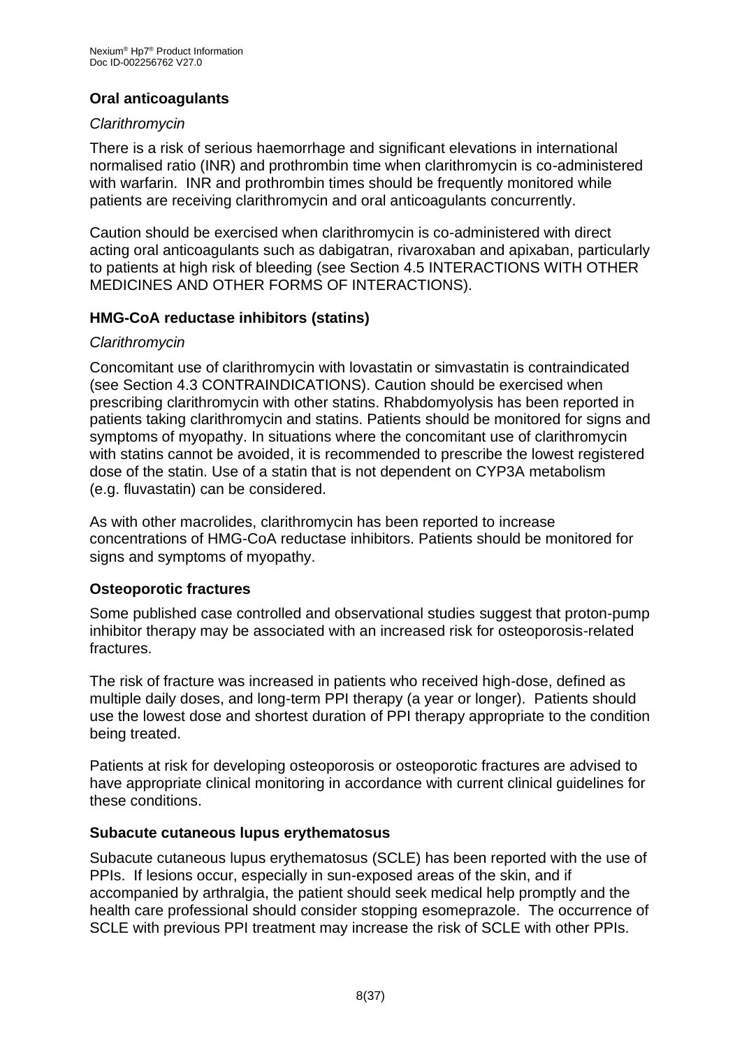### Oral anticoagulants

*Clarithromycin*

There is a risk of serious haemorrhage and significant elevations in international normalised ratio (INR) and prothrombin time when clarithromycin is co-administered with warfarin. INR and prothrombin times should be frequently monitored while patients are receiving clarithromycin and oral anticoagulants concurrently.

Caution should be exercised when clarithromycin is co-administered with direct acting oral anticoagulants such as dabigatran, rivaroxaban and apixaban, particularly to patients at high risk of bleeding (see Section 4.5 INTERACTIONS WITH OTHER MEDICINES AND OTHER FORMS OF INTERACTIONS).

### HMG-CoA reductase inhibitors (statins)

*Clarithromycin*

Concomitant use of clarithromycin with lovastatin or simvastatin is contraindicated (see Section 4.3 CONTRAINDICATIONS). Caution should be exercised when prescribing clarithromycin with other statins. Rhabdomyolysis has been reported in patients taking clarithromycin and statins. Patients should be monitored for signs and symptoms of myopathy. In situations where the concomitant use of clarithromycin with statins cannot be avoided, it is recommended to prescribe the lowest registered dose of the statin. Use of a statin that is not dependent on CYP3A metabolism (e.g. fluvastatin) can be considered.

As with other macrolides, clarithromycin has been reported to increase concentrations of HMG-CoA reductase inhibitors. Patients should be monitored for signs and symptoms of myopathy.

### Osteoporotic fractures

Some published case controlled and observational studies suggest that proton-pump inhibitor therapy may be associated with an increased risk for osteoporosis-related fractures.

The risk of fracture was increased in patients who received high-dose, defined as multiple daily doses, and long-term PPI therapy (a year or longer). Patients should use the lowest dose and shortest duration of PPI therapy appropriate to the condition being treated.

Patients at risk for developing osteoporosis or osteoporotic fractures are advised to have appropriate clinical monitoring in accordance with current clinical guidelines for these conditions.

### Subacute cutaneous lupus erythematosus

Subacute cutaneous lupus erythematosus (SCLE) has been reported with the use of PPIs. If lesions occur, especially in sun-exposed areas of the skin, and if accompanied by arthralgia, the patient should seek medical help promptly and the health care professional should consider stopping esomeprazole. The occurrence of SCLE with previous PPI treatment may increase the risk of SCLE with other PPIs.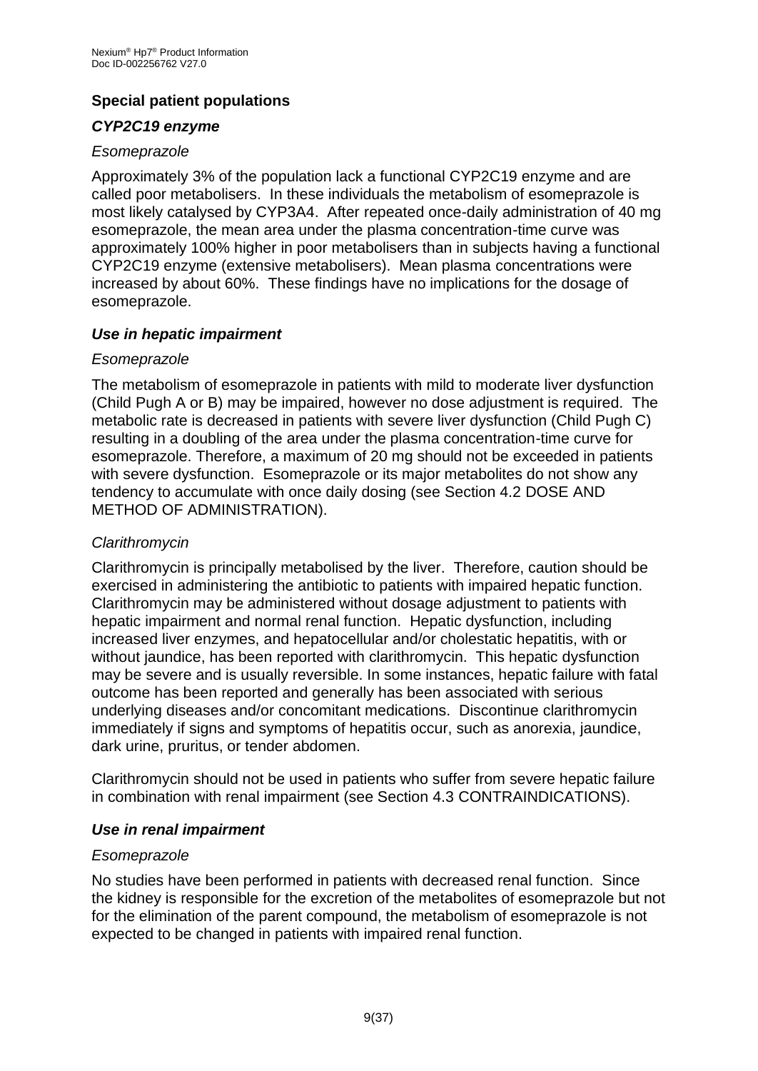## Special patient populations

### *CYP2C19 enzyme*

*Esomeprazole*

Approximately 3% of the population lack a functional CYP2C19 enzyme and are called poor metabolisers. In these individuals the metabolism of esomeprazole is most likely catalysed by CYP3A4. After repeated once-daily administration of 40 mg esomeprazole, the mean area under the plasma concentration-time curve was approximately 100% higher in poor metabolisers than in subjects having a functional CYP2C19 enzyme (extensive metabolisers). Mean plasma concentrations were increased by about 60%. These findings have no implications for the dosage of esomeprazole.

### *Use in hepatic impairment*

*Esomeprazole*

The metabolism of esomeprazole in patients with mild to moderate liver dysfunction (Child Pugh A or B) may be impaired, however no dose adjustment is required. The metabolic rate is decreased in patients with severe liver dysfunction (Child Pugh C) resulting in a doubling of the area under the plasma concentration-time curve for esomeprazole. Therefore, a maximum of 20 mg should not be exceeded in patients with severe dysfunction. Esomeprazole or its major metabolites do not show any tendency to accumulate with once daily dosing (see Section 4.2 DOSE AND METHOD OF ADMINISTRATION).

*Clarithromycin*

Clarithromycin is principally metabolised by the liver. Therefore, caution should be exercised in administering the antibiotic to patients with impaired hepatic function. Clarithromycin may be administered without dosage adjustment to patients with hepatic impairment and normal renal function. Hepatic dysfunction, including increased liver enzymes, and hepatocellular and/or cholestatic hepatitis, with or without jaundice, has been reported with clarithromycin. This hepatic dysfunction may be severe and is usually reversible. In some instances, hepatic failure with fatal outcome has been reported and generally has been associated with serious underlying diseases and/or concomitant medications. Discontinue clarithromycin immediately if signs and symptoms of hepatitis occur, such as anorexia, jaundice, dark urine, pruritus, or tender abdomen.

Clarithromycin should not be used in patients who suffer from severe hepatic failure in combination with renal impairment (see Section 4.3 CONTRAINDICATIONS).

### *Use in renal impairment*

*Esomeprazole*

No studies have been performed in patients with decreased renal function. Since the kidney is responsible for the excretion of the metabolites of esomeprazole but not for the elimination of the parent compound, the metabolism of esomeprazole is not expected to be changed in patients with impaired renal function.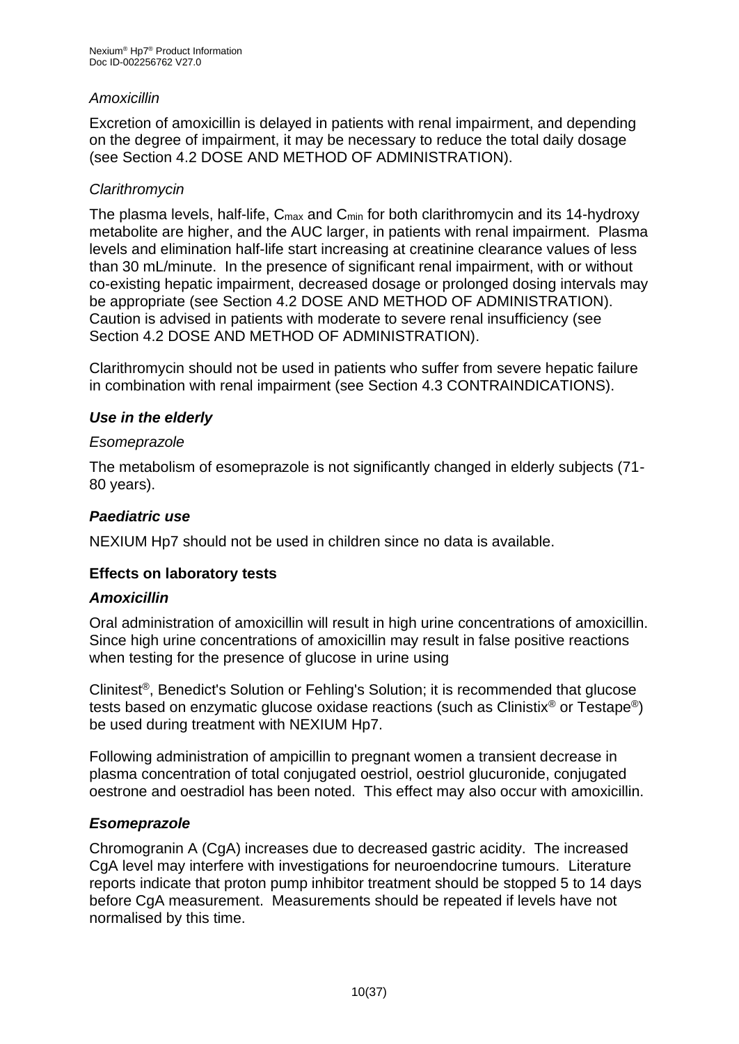*Amoxicillin*

Excretion of amoxicillin is delayed in patients with renal impairment, and depending on the degree of impairment, it may be necessary to reduce the total daily dosage (see Section 4.2 DOSE AND METHOD OF ADMINISTRATION).

*Clarithromycin*

The plasma levels, half-life, $C_{max}$ and $C_{min}$ for both clarithromycin and its 14-hydroxy metabolite are higher, and the AUC larger, in patients with renal impairment. Plasma levels and elimination half-life start increasing at creatinine clearance values of less than 30 mL/minute. In the presence of significant renal impairment, with or without co-existing hepatic impairment, decreased dosage or prolonged dosing intervals may be appropriate (see Section 4.2 DOSE AND METHOD OF ADMINISTRATION). Caution is advised in patients with moderate to severe renal insufficiency (see Section 4.2 DOSE AND METHOD OF ADMINISTRATION).

Clarithromycin should not be used in patients who suffer from severe hepatic failure in combination with renal impairment (see Section 4.3 CONTRAINDICATIONS).

***Use in the elderly***

*Esomeprazole*

The metabolism of esomeprazole is not significantly changed in elderly subjects (71-80 years).

***Paediatric use***

NEXIUM Hp7 should not be used in children since no data is available.

**Effects on laboratory tests**

***Amoxicillin***

Oral administration of amoxicillin will result in high urine concentrations of amoxicillin. Since high urine concentrations of amoxicillin may result in false positive reactions when testing for the presence of glucose in urine using

Clinitest®, Benedict's Solution or Fehling's Solution; it is recommended that glucose tests based on enzymatic glucose oxidase reactions (such as Clinistix® or Testape®) be used during treatment with NEXIUM Hp7.

Following administration of ampicillin to pregnant women a transient decrease in plasma concentration of total conjugated oestriol, oestriol glucuronide, conjugated oestrone and oestradiol has been noted. This effect may also occur with amoxicillin.

***Esomeprazole***

Chromogranin A (CgA) increases due to decreased gastric acidity. The increased CgA level may interfere with investigations for neuroendocrine tumours. Literature reports indicate that proton pump inhibitor treatment should be stopped 5 to 14 days before CgA measurement. Measurements should be repeated if levels have not normalised by this time.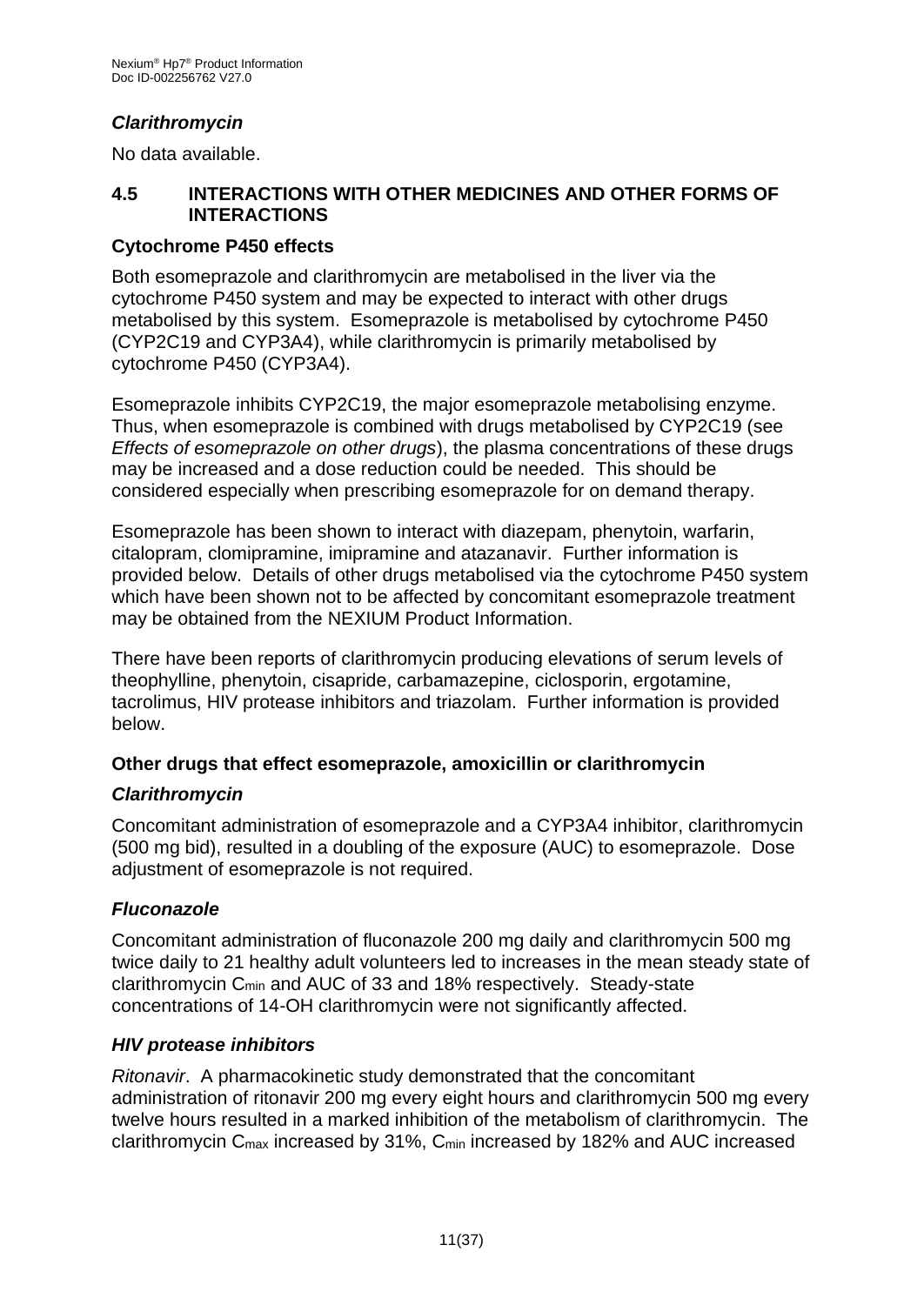### *Clarithromycin*

No data available.

## 4.5 INTERACTIONS WITH OTHER MEDICINES AND OTHER FORMS OF INTERACTIONS

### Cytochrome P450 effects

Both esomeprazole and clarithromycin are metabolised in the liver via the cytochrome P450 system and may be expected to interact with other drugs metabolised by this system. Esomeprazole is metabolised by cytochrome P450 (CYP2C19 and CYP3A4), while clarithromycin is primarily metabolised by cytochrome P450 (CYP3A4).

Esomeprazole inhibits CYP2C19, the major esomeprazole metabolising enzyme. Thus, when esomeprazole is combined with drugs metabolised by CYP2C19 (see *Effects of esomeprazole on other drugs*), the plasma concentrations of these drugs may be increased and a dose reduction could be needed. This should be considered especially when prescribing esomeprazole for on demand therapy.

Esomeprazole has been shown to interact with diazepam, phenytoin, warfarin, citalopram, clomipramine, imipramine and atazanavir. Further information is provided below. Details of other drugs metabolised via the cytochrome P450 system which have been shown not to be affected by concomitant esomeprazole treatment may be obtained from the NEXIUM Product Information.

There have been reports of clarithromycin producing elevations of serum levels of theophylline, phenytoin, cisapride, carbamazepine, ciclosporin, ergotamine, tacrolimus, HIV protease inhibitors and triazolam. Further information is provided below.

### Other drugs that effect esomeprazole, amoxicillin or clarithromycin

#### *Clarithromycin*

Concomitant administration of esomeprazole and a CYP3A4 inhibitor, clarithromycin (500 mg bid), resulted in a doubling of the exposure (AUC) to esomeprazole. Dose adjustment of esomeprazole is not required.

#### *Fluconazole*

Concomitant administration of fluconazole 200 mg daily and clarithromycin 500 mg twice daily to 21 healthy adult volunteers led to increases in the mean steady state of clarithromycin $C_{min}$ and AUC of 33 and 18% respectively. Steady-state concentrations of 14-OH clarithromycin were not significantly affected.

#### *HIV protease inhibitors*

*Ritonavir*. A pharmacokinetic study demonstrated that the concomitant administration of ritonavir 200 mg every eight hours and clarithromycin 500 mg every twelve hours resulted in a marked inhibition of the metabolism of clarithromycin. The clarithromycin $C_{max}$ increased by 31%, $C_{min}$ increased by 182% and AUC increased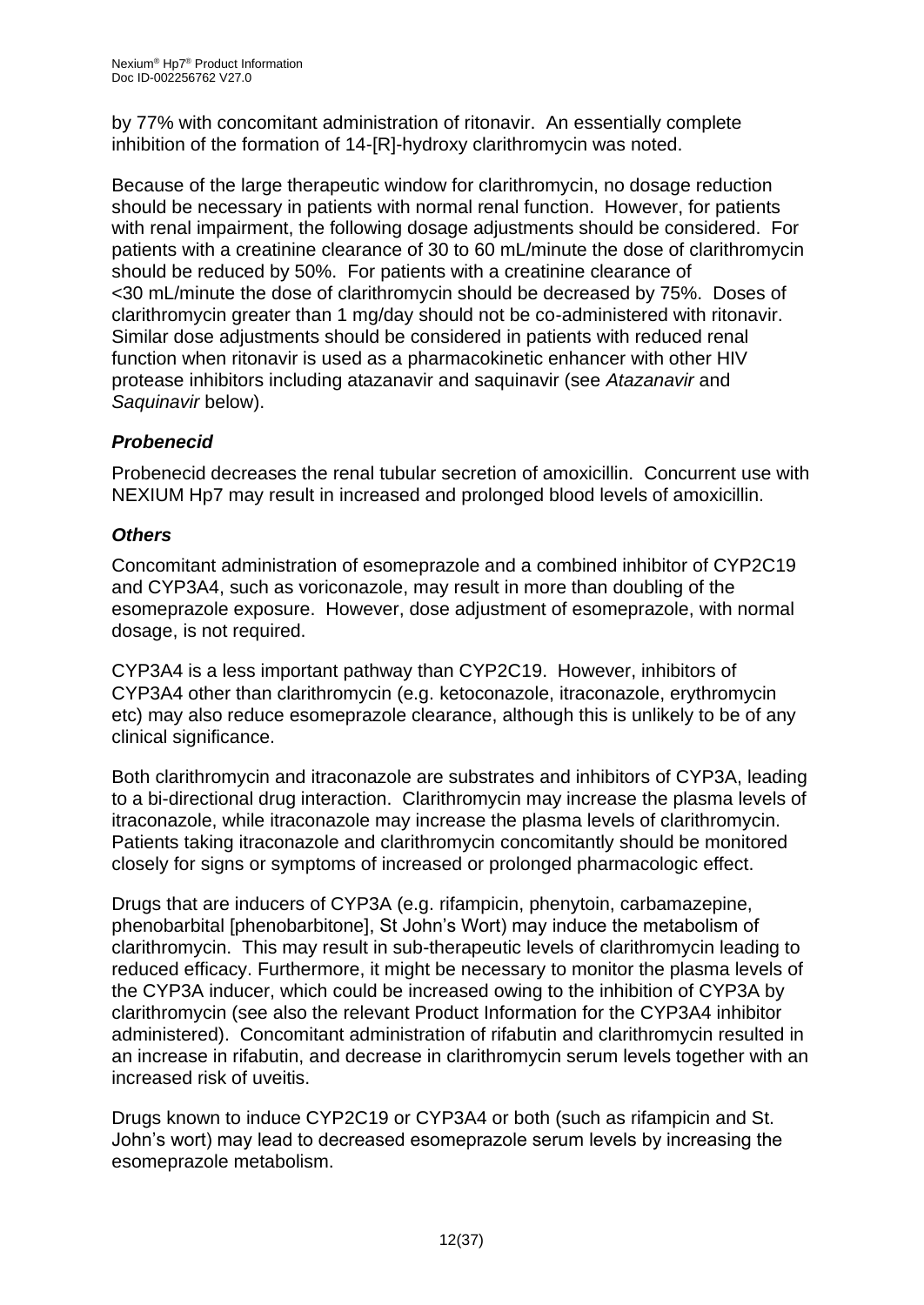by 77% with concomitant administration of ritonavir. An essentially complete inhibition of the formation of 14-[R]-hydroxy clarithromycin was noted.

Because of the large therapeutic window for clarithromycin, no dosage reduction should be necessary in patients with normal renal function. However, for patients with renal impairment, the following dosage adjustments should be considered. For patients with a creatinine clearance of 30 to 60 mL/minute the dose of clarithromycin should be reduced by 50%. For patients with a creatinine clearance of <30 mL/minute the dose of clarithromycin should be decreased by 75%. Doses of clarithromycin greater than 1 mg/day should not be co-administered with ritonavir. Similar dose adjustments should be considered in patients with reduced renal function when ritonavir is used as a pharmacokinetic enhancer with other HIV protease inhibitors including atazanavir and saquinavir (see *Atazanavir* and *Saquinavir* below).

### *Probenecid*

Probenecid decreases the renal tubular secretion of amoxicillin. Concurrent use with NEXIUM Hp7 may result in increased and prolonged blood levels of amoxicillin.

### *Others*

Concomitant administration of esomeprazole and a combined inhibitor of CYP2C19 and CYP3A4, such as voriconazole, may result in more than doubling of the esomeprazole exposure. However, dose adjustment of esomeprazole, with normal dosage, is not required.

CYP3A4 is a less important pathway than CYP2C19. However, inhibitors of CYP3A4 other than clarithromycin (e.g. ketoconazole, itraconazole, erythromycin etc) may also reduce esomeprazole clearance, although this is unlikely to be of any clinical significance.

Both clarithromycin and itraconazole are substrates and inhibitors of CYP3A, leading to a bi-directional drug interaction. Clarithromycin may increase the plasma levels of itraconazole, while itraconazole may increase the plasma levels of clarithromycin. Patients taking itraconazole and clarithromycin concomitantly should be monitored closely for signs or symptoms of increased or prolonged pharmacologic effect.

Drugs that are inducers of CYP3A (e.g. rifampicin, phenytoin, carbamazepine, phenobarbital [phenobarbitone], St John's Wort) may induce the metabolism of clarithromycin. This may result in sub-therapeutic levels of clarithromycin leading to reduced efficacy. Furthermore, it might be necessary to monitor the plasma levels of the CYP3A inducer, which could be increased owing to the inhibition of CYP3A by clarithromycin (see also the relevant Product Information for the CYP3A4 inhibitor administered). Concomitant administration of rifabutin and clarithromycin resulted in an increase in rifabutin, and decrease in clarithromycin serum levels together with an increased risk of uveitis.

Drugs known to induce CYP2C19 or CYP3A4 or both (such as rifampicin and St. John's wort) may lead to decreased esomeprazole serum levels by increasing the esomeprazole metabolism.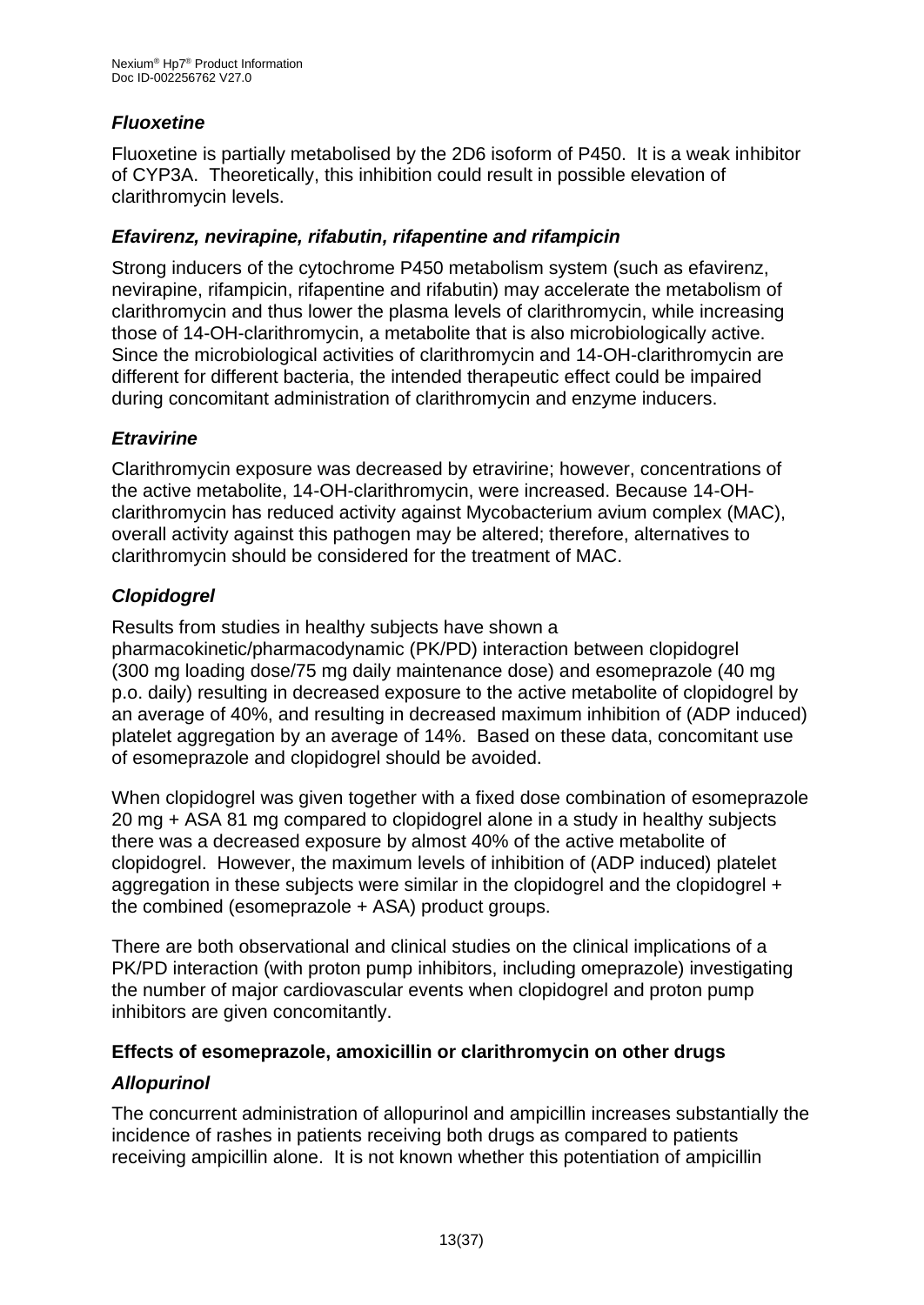### *Fluoxetine*

Fluoxetine is partially metabolised by the 2D6 isoform of P450. It is a weak inhibitor of CYP3A. Theoretically, this inhibition could result in possible elevation of clarithromycin levels.

### *Efavirenz, nevirapine, rifabutin, rifapentine and rifampicin*

Strong inducers of the cytochrome P450 metabolism system (such as efavirenz, nevirapine, rifampicin, rifapentine and rifabutin) may accelerate the metabolism of clarithromycin and thus lower the plasma levels of clarithromycin, while increasing those of 14-OH-clarithromycin, a metabolite that is also microbiologically active. Since the microbiological activities of clarithromycin and 14-OH-clarithromycin are different for different bacteria, the intended therapeutic effect could be impaired during concomitant administration of clarithromycin and enzyme inducers.

### *Etravirine*

Clarithromycin exposure was decreased by etravirine; however, concentrations of the active metabolite, 14-OH-clarithromycin, were increased. Because 14-OH-clarithromycin has reduced activity against Mycobacterium avium complex (MAC), overall activity against this pathogen may be altered; therefore, alternatives to clarithromycin should be considered for the treatment of MAC.

### *Clopidogrel*

Results from studies in healthy subjects have shown a pharmacokinetic/pharmacodynamic (PK/PD) interaction between clopidogrel (300 mg loading dose/75 mg daily maintenance dose) and esomeprazole (40 mg p.o. daily) resulting in decreased exposure to the active metabolite of clopidogrel by an average of 40%, and resulting in decreased maximum inhibition of (ADP induced) platelet aggregation by an average of 14%. Based on these data, concomitant use of esomeprazole and clopidogrel should be avoided.

When clopidogrel was given together with a fixed dose combination of esomeprazole 20 mg + ASA 81 mg compared to clopidogrel alone in a study in healthy subjects there was a decreased exposure by almost 40% of the active metabolite of clopidogrel. However, the maximum levels of inhibition of (ADP induced) platelet aggregation in these subjects were similar in the clopidogrel and the clopidogrel + the combined (esomeprazole + ASA) product groups.

There are both observational and clinical studies on the clinical implications of a PK/PD interaction (with proton pump inhibitors, including omeprazole) investigating the number of major cardiovascular events when clopidogrel and proton pump inhibitors are given concomitantly.

## Effects of esomeprazole, amoxicillin or clarithromycin on other drugs

### *Allopurinol*

The concurrent administration of allopurinol and ampicillin increases substantially the incidence of rashes in patients receiving both drugs as compared to patients receiving ampicillin alone. It is not known whether this potentiation of ampicillin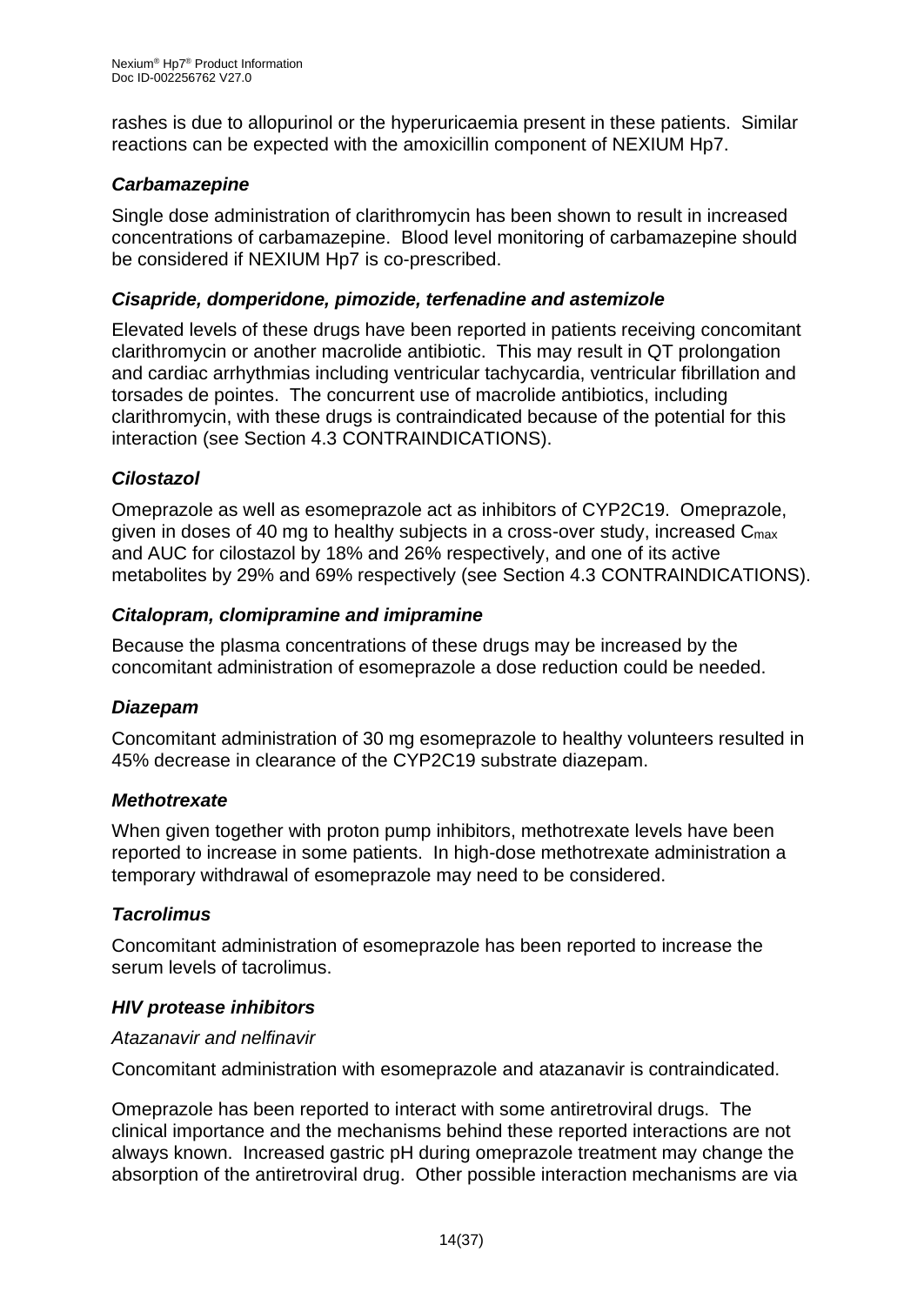rashes is due to allopurinol or the hyperuricaemia present in these patients. Similar reactions can be expected with the amoxicillin component of NEXIUM Hp7.

### *Carbamazepine*

Single dose administration of clarithromycin has been shown to result in increased concentrations of carbamazepine. Blood level monitoring of carbamazepine should be considered if NEXIUM Hp7 is co-prescribed.

### *Cisapride, domperidone, pimozide, terfenadine and astemizole*

Elevated levels of these drugs have been reported in patients receiving concomitant clarithromycin or another macrolide antibiotic. This may result in QT prolongation and cardiac arrhythmias including ventricular tachycardia, ventricular fibrillation and torsades de pointes. The concurrent use of macrolide antibiotics, including clarithromycin, with these drugs is contraindicated because of the potential for this interaction (see Section 4.3 CONTRAINDICATIONS).

### *Cilostazol*

Omeprazole as well as esomeprazole act as inhibitors of CYP2C19. Omeprazole, given in doses of 40 mg to healthy subjects in a cross-over study, increased $C_{max}$ and AUC for cilostazol by 18% and 26% respectively, and one of its active metabolites by 29% and 69% respectively (see Section 4.3 CONTRAINDICATIONS).

### *Citalopram, clomipramine and imipramine*

Because the plasma concentrations of these drugs may be increased by the concomitant administration of esomeprazole a dose reduction could be needed.

### *Diazepam*

Concomitant administration of 30 mg esomeprazole to healthy volunteers resulted in 45% decrease in clearance of the CYP2C19 substrate diazepam.

### *Methotrexate*

When given together with proton pump inhibitors, methotrexate levels have been reported to increase in some patients. In high-dose methotrexate administration a temporary withdrawal of esomeprazole may need to be considered.

### *Tacrolimus*

Concomitant administration of esomeprazole has been reported to increase the serum levels of tacrolimus.

### *HIV protease inhibitors*

*Atazanavir and nelfinavir*

Concomitant administration with esomeprazole and atazanavir is contraindicated.

Omeprazole has been reported to interact with some antiretroviral drugs. The clinical importance and the mechanisms behind these reported interactions are not always known. Increased gastric pH during omeprazole treatment may change the absorption of the antiretroviral drug. Other possible interaction mechanisms are via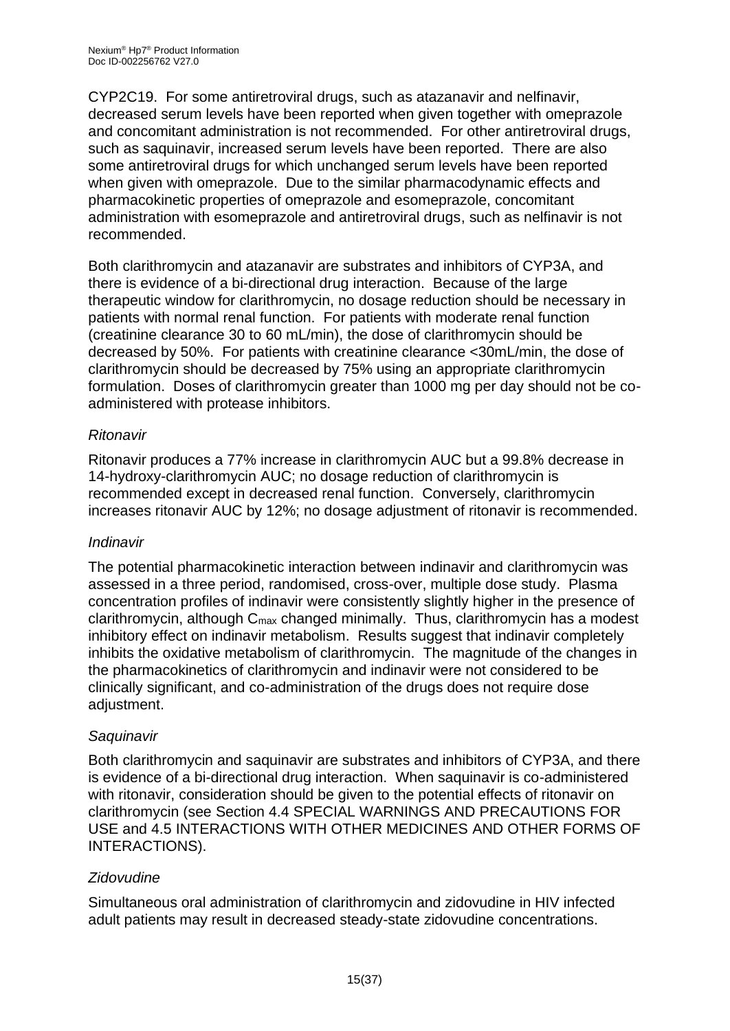CYP2C19. For some antiretroviral drugs, such as atazanavir and nelfinavir, decreased serum levels have been reported when given together with omeprazole and concomitant administration is not recommended. For other antiretroviral drugs, such as saquinavir, increased serum levels have been reported. There are also some antiretroviral drugs for which unchanged serum levels have been reported when given with omeprazole. Due to the similar pharmacodynamic effects and pharmacokinetic properties of omeprazole and esomeprazole, concomitant administration with esomeprazole and antiretroviral drugs, such as nelfinavir is not recommended.

Both clarithromycin and atazanavir are substrates and inhibitors of CYP3A, and there is evidence of a bi-directional drug interaction. Because of the large therapeutic window for clarithromycin, no dosage reduction should be necessary in patients with normal renal function. For patients with moderate renal function (creatinine clearance 30 to 60 mL/min), the dose of clarithromycin should be decreased by 50%. For patients with creatinine clearance <30mL/min, the dose of clarithromycin should be decreased by 75% using an appropriate clarithromycin formulation. Doses of clarithromycin greater than 1000 mg per day should not be co-administered with protease inhibitors.

*Ritonavir*

Ritonavir produces a 77% increase in clarithromycin AUC but a 99.8% decrease in 14-hydroxy-clarithromycin AUC; no dosage reduction of clarithromycin is recommended except in decreased renal function. Conversely, clarithromycin increases ritonavir AUC by 12%; no dosage adjustment of ritonavir is recommended.

*Indinavir*

The potential pharmacokinetic interaction between indinavir and clarithromycin was assessed in a three period, randomised, cross-over, multiple dose study. Plasma concentration profiles of indinavir were consistently slightly higher in the presence of clarithromycin, although $C_{max}$ changed minimally. Thus, clarithromycin has a modest inhibitory effect on indinavir metabolism. Results suggest that indinavir completely inhibits the oxidative metabolism of clarithromycin. The magnitude of the changes in the pharmacokinetics of clarithromycin and indinavir were not considered to be clinically significant, and co-administration of the drugs does not require dose adjustment.

*Saquinavir*

Both clarithromycin and saquinavir are substrates and inhibitors of CYP3A, and there is evidence of a bi-directional drug interaction. When saquinavir is co-administered with ritonavir, consideration should be given to the potential effects of ritonavir on clarithromycin (see Section 4.4 SPECIAL WARNINGS AND PRECAUTIONS FOR USE and 4.5 INTERACTIONS WITH OTHER MEDICINES AND OTHER FORMS OF INTERACTIONS).

*Zidovudine*

Simultaneous oral administration of clarithromycin and zidovudine in HIV infected adult patients may result in decreased steady-state zidovudine concentrations.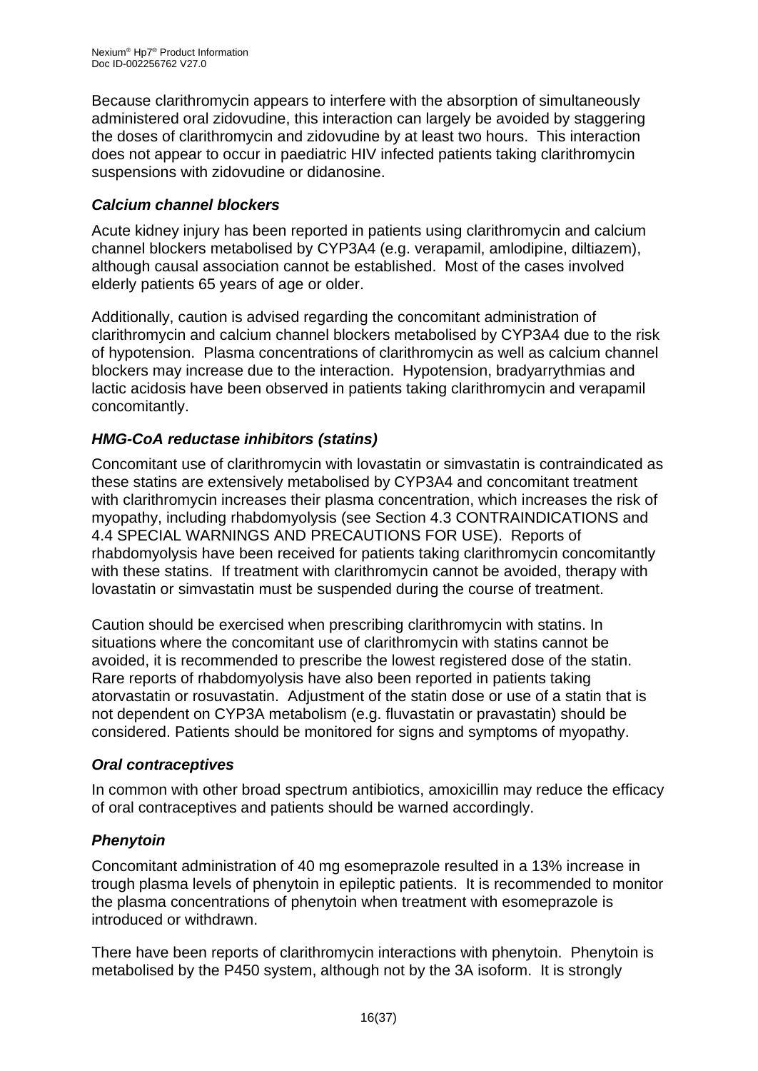Because clarithromycin appears to interfere with the absorption of simultaneously administered oral zidovudine, this interaction can largely be avoided by staggering the doses of clarithromycin and zidovudine by at least two hours. This interaction does not appear to occur in paediatric HIV infected patients taking clarithromycin suspensions with zidovudine or didanosine.

### *Calcium channel blockers*

Acute kidney injury has been reported in patients using clarithromycin and calcium channel blockers metabolised by CYP3A4 (e.g. verapamil, amlodipine, diltiazem), although causal association cannot be established. Most of the cases involved elderly patients 65 years of age or older.

Additionally, caution is advised regarding the concomitant administration of clarithromycin and calcium channel blockers metabolised by CYP3A4 due to the risk of hypotension. Plasma concentrations of clarithromycin as well as calcium channel blockers may increase due to the interaction. Hypotension, bradyarrythmias and lactic acidosis have been observed in patients taking clarithromycin and verapamil concomitantly.

### *HMG-CoA reductase inhibitors (statins)*

Concomitant use of clarithromycin with lovastatin or simvastatin is contraindicated as these statins are extensively metabolised by CYP3A4 and concomitant treatment with clarithromycin increases their plasma concentration, which increases the risk of myopathy, including rhabdomyolysis (see Section 4.3 CONTRAINDICATIONS and 4.4 SPECIAL WARNINGS AND PRECAUTIONS FOR USE). Reports of rhabdomyolysis have been received for patients taking clarithromycin concomitantly with these statins. If treatment with clarithromycin cannot be avoided, therapy with lovastatin or simvastatin must be suspended during the course of treatment.

Caution should be exercised when prescribing clarithromycin with statins. In situations where the concomitant use of clarithromycin with statins cannot be avoided, it is recommended to prescribe the lowest registered dose of the statin. Rare reports of rhabdomyolysis have also been reported in patients taking atorvastatin or rosuvastatin. Adjustment of the statin dose or use of a statin that is not dependent on CYP3A metabolism (e.g. fluvastatin or pravastatin) should be considered. Patients should be monitored for signs and symptoms of myopathy.

### *Oral contraceptives*

In common with other broad spectrum antibiotics, amoxicillin may reduce the efficacy of oral contraceptives and patients should be warned accordingly.

### *Phenytoin*

Concomitant administration of 40 mg esomeprazole resulted in a 13% increase in trough plasma levels of phenytoin in epileptic patients. It is recommended to monitor the plasma concentrations of phenytoin when treatment with esomeprazole is introduced or withdrawn.

There have been reports of clarithromycin interactions with phenytoin. Phenytoin is metabolised by the P450 system, although not by the 3A isoform. It is strongly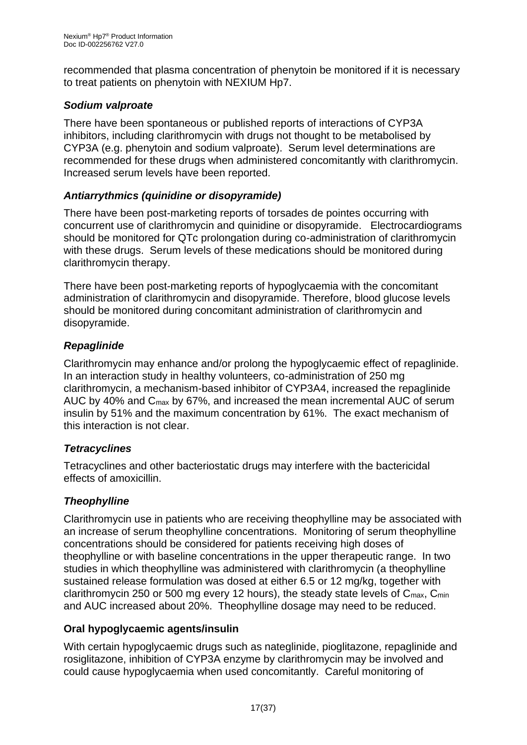recommended that plasma concentration of phenytoin be monitored if it is necessary to treat patients on phenytoin with NEXIUM Hp7.

### *Sodium valproate*

There have been spontaneous or published reports of interactions of CYP3A inhibitors, including clarithromycin with drugs not thought to be metabolised by CYP3A (e.g. phenytoin and sodium valproate). Serum level determinations are recommended for these drugs when administered concomitantly with clarithromycin. Increased serum levels have been reported.

### *Antiarrythmics (quinidine or disopyramide)*

There have been post-marketing reports of torsades de pointes occurring with concurrent use of clarithromycin and quinidine or disopyramide. Electrocardiograms should be monitored for QTc prolongation during co-administration of clarithromycin with these drugs. Serum levels of these medications should be monitored during clarithromycin therapy.

There have been post-marketing reports of hypoglycaemia with the concomitant administration of clarithromycin and disopyramide. Therefore, blood glucose levels should be monitored during concomitant administration of clarithromycin and disopyramide.

### *Repaglinide*

Clarithromycin may enhance and/or prolong the hypoglycaemic effect of repaglinide. In an interaction study in healthy volunteers, co-administration of 250 mg clarithromycin, a mechanism-based inhibitor of CYP3A4, increased the repaglinide AUC by 40% and $C_{max}$ by 67%, and increased the mean incremental AUC of serum insulin by 51% and the maximum concentration by 61%. The exact mechanism of this interaction is not clear.

### *Tetracyclines*

Tetracyclines and other bacteriostatic drugs may interfere with the bactericidal effects of amoxicillin.

### *Theophylline*

Clarithromycin use in patients who are receiving theophylline may be associated with an increase of serum theophylline concentrations. Monitoring of serum theophylline concentrations should be considered for patients receiving high doses of theophylline or with baseline concentrations in the upper therapeutic range. In two studies in which theophylline was administered with clarithromycin (a theophylline sustained release formulation was dosed at either 6.5 or 12 mg/kg, together with clarithromycin 250 or 500 mg every 12 hours), the steady state levels of $C_{max}$, $C_{min}$ and AUC increased about 20%. Theophylline dosage may need to be reduced.

### **Oral hypoglycaemic agents/insulin**

With certain hypoglycaemic drugs such as nateglinide, pioglitazone, repaglinide and rosiglitazone, inhibition of CYP3A enzyme by clarithromycin may be involved and could cause hypoglycaemia when used concomitantly. Careful monitoring of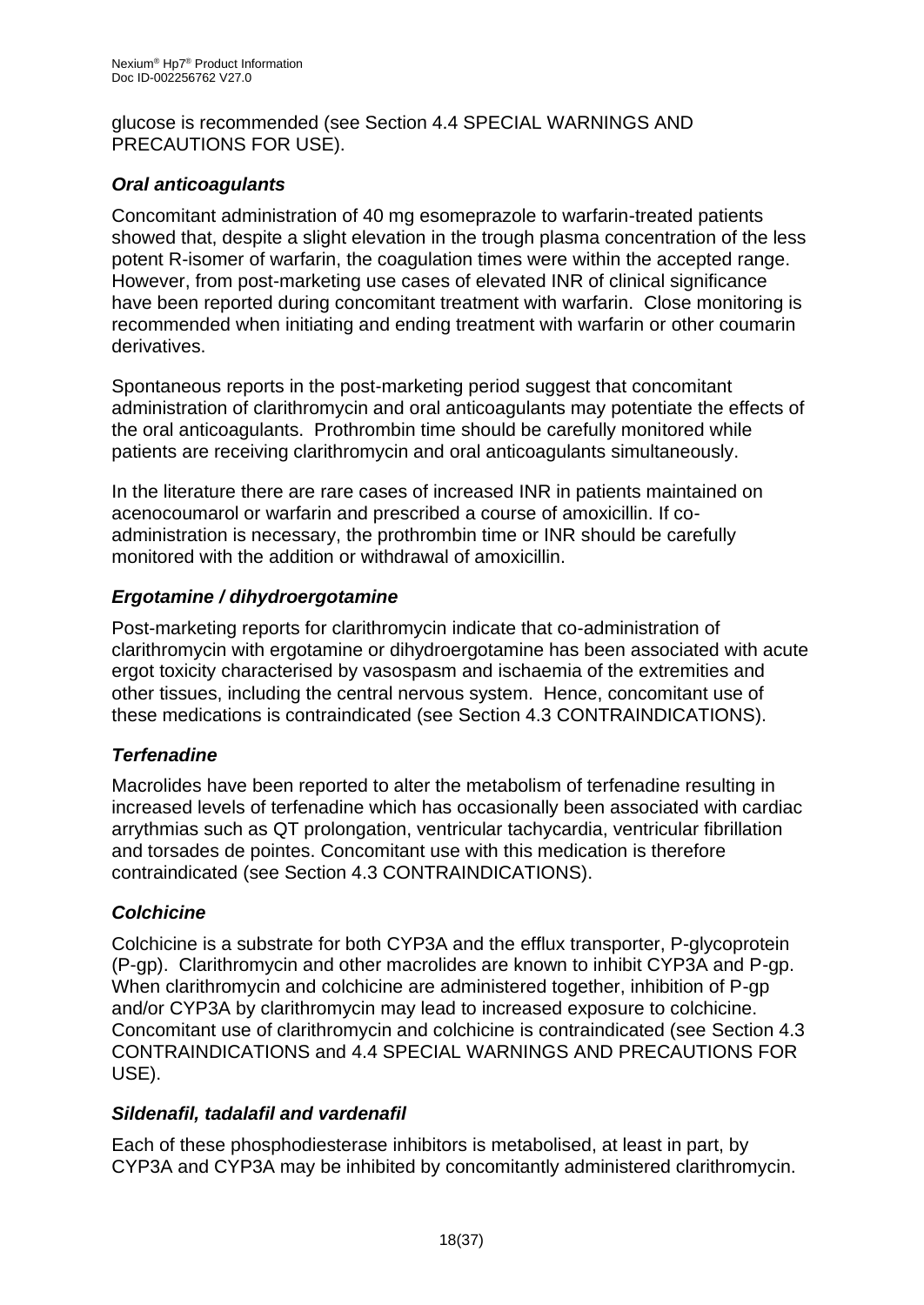glucose is recommended (see Section 4.4 SPECIAL WARNINGS AND PRECAUTIONS FOR USE).

### *Oral anticoagulants*

Concomitant administration of 40 mg esomeprazole to warfarin-treated patients showed that, despite a slight elevation in the trough plasma concentration of the less potent R-isomer of warfarin, the coagulation times were within the accepted range. However, from post-marketing use cases of elevated INR of clinical significance have been reported during concomitant treatment with warfarin. Close monitoring is recommended when initiating and ending treatment with warfarin or other coumarin derivatives.

Spontaneous reports in the post-marketing period suggest that concomitant administration of clarithromycin and oral anticoagulants may potentiate the effects of the oral anticoagulants. Prothrombin time should be carefully monitored while patients are receiving clarithromycin and oral anticoagulants simultaneously.

In the literature there are rare cases of increased INR in patients maintained on acenocoumarol or warfarin and prescribed a course of amoxicillin. If co-administration is necessary, the prothrombin time or INR should be carefully monitored with the addition or withdrawal of amoxicillin.

### *Ergotamine / dihydroergotamine*

Post-marketing reports for clarithromycin indicate that co-administration of clarithromycin with ergotamine or dihydroergotamine has been associated with acute ergot toxicity characterised by vasospasm and ischaemia of the extremities and other tissues, including the central nervous system. Hence, concomitant use of these medications is contraindicated (see Section 4.3 CONTRAINDICATIONS).

### *Terfenadine*

Macrolides have been reported to alter the metabolism of terfenadine resulting in increased levels of terfenadine which has occasionally been associated with cardiac arrythmias such as QT prolongation, ventricular tachycardia, ventricular fibrillation and torsades de pointes. Concomitant use with this medication is therefore contraindicated (see Section 4.3 CONTRAINDICATIONS).

### *Colchicine*

Colchicine is a substrate for both CYP3A and the efflux transporter, P-glycoprotein (P-gp). Clarithromycin and other macrolides are known to inhibit CYP3A and P-gp. When clarithromycin and colchicine are administered together, inhibition of P-gp and/or CYP3A by clarithromycin may lead to increased exposure to colchicine. Concomitant use of clarithromycin and colchicine is contraindicated (see Section 4.3 CONTRAINDICATIONS and 4.4 SPECIAL WARNINGS AND PRECAUTIONS FOR USE).

### *Sildenafil, tadalafil and vardenafil*

Each of these phosphodiesterase inhibitors is metabolised, at least in part, by CYP3A and CYP3A may be inhibited by concomitantly administered clarithromycin.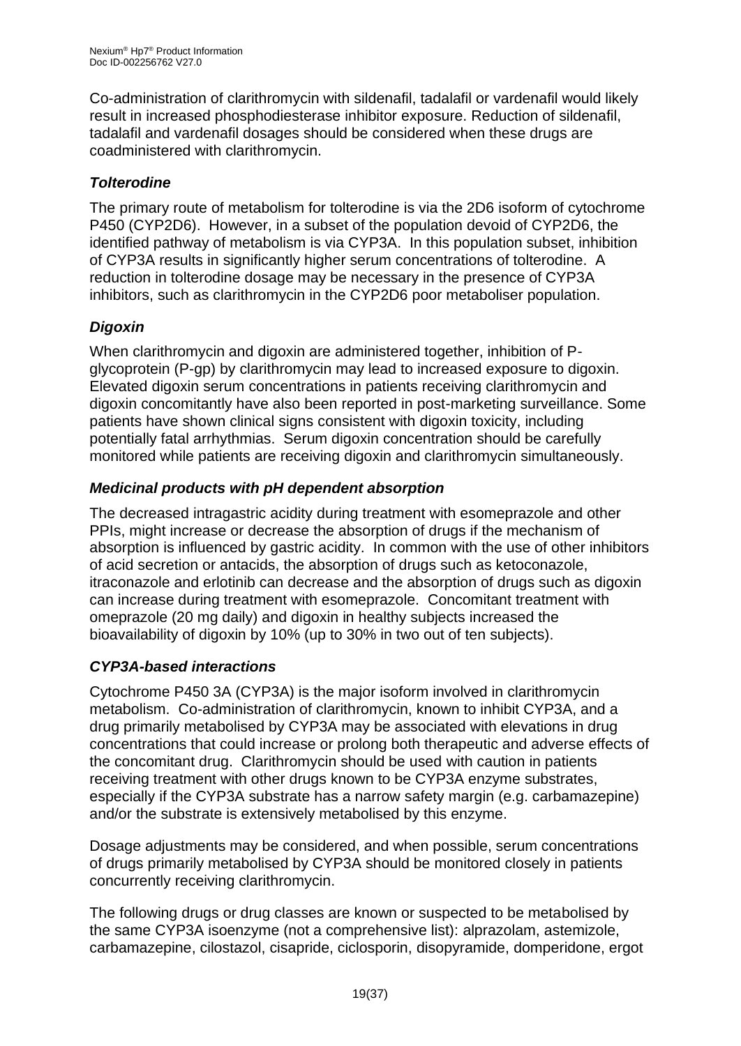Co-administration of clarithromycin with sildenafil, tadalafil or vardenafil would likely result in increased phosphodiesterase inhibitor exposure. Reduction of sildenafil, tadalafil and vardenafil dosages should be considered when these drugs are coadministered with clarithromycin.

### *Tolterodine*

The primary route of metabolism for tolterodine is via the 2D6 isoform of cytochrome P450 (CYP2D6). However, in a subset of the population devoid of CYP2D6, the identified pathway of metabolism is via CYP3A. In this population subset, inhibition of CYP3A results in significantly higher serum concentrations of tolterodine. A reduction in tolterodine dosage may be necessary in the presence of CYP3A inhibitors, such as clarithromycin in the CYP2D6 poor metaboliser population.

### *Digoxin*

When clarithromycin and digoxin are administered together, inhibition of P-glycoprotein (P-gp) by clarithromycin may lead to increased exposure to digoxin. Elevated digoxin serum concentrations in patients receiving clarithromycin and digoxin concomitantly have also been reported in post-marketing surveillance. Some patients have shown clinical signs consistent with digoxin toxicity, including potentially fatal arrhythmias. Serum digoxin concentration should be carefully monitored while patients are receiving digoxin and clarithromycin simultaneously.

### *Medicinal products with pH dependent absorption*

The decreased intragastric acidity during treatment with esomeprazole and other PPIs, might increase or decrease the absorption of drugs if the mechanism of absorption is influenced by gastric acidity. In common with the use of other inhibitors of acid secretion or antacids, the absorption of drugs such as ketoconazole, itraconazole and erlotinib can decrease and the absorption of drugs such as digoxin can increase during treatment with esomeprazole. Concomitant treatment with omeprazole (20 mg daily) and digoxin in healthy subjects increased the bioavailability of digoxin by 10% (up to 30% in two out of ten subjects).

### *CYP3A-based interactions*

Cytochrome P450 3A (CYP3A) is the major isoform involved in clarithromycin metabolism. Co-administration of clarithromycin, known to inhibit CYP3A, and a drug primarily metabolised by CYP3A may be associated with elevations in drug concentrations that could increase or prolong both therapeutic and adverse effects of the concomitant drug. Clarithromycin should be used with caution in patients receiving treatment with other drugs known to be CYP3A enzyme substrates, especially if the CYP3A substrate has a narrow safety margin (e.g. carbamazepine) and/or the substrate is extensively metabolised by this enzyme.

Dosage adjustments may be considered, and when possible, serum concentrations of drugs primarily metabolised by CYP3A should be monitored closely in patients concurrently receiving clarithromycin.

The following drugs or drug classes are known or suspected to be metabolised by the same CYP3A isoenzyme (not a comprehensive list): alprazolam, astemizole, carbamazepine, cilostazol, cisapride, ciclosporin, disopyramide, domperidone, ergot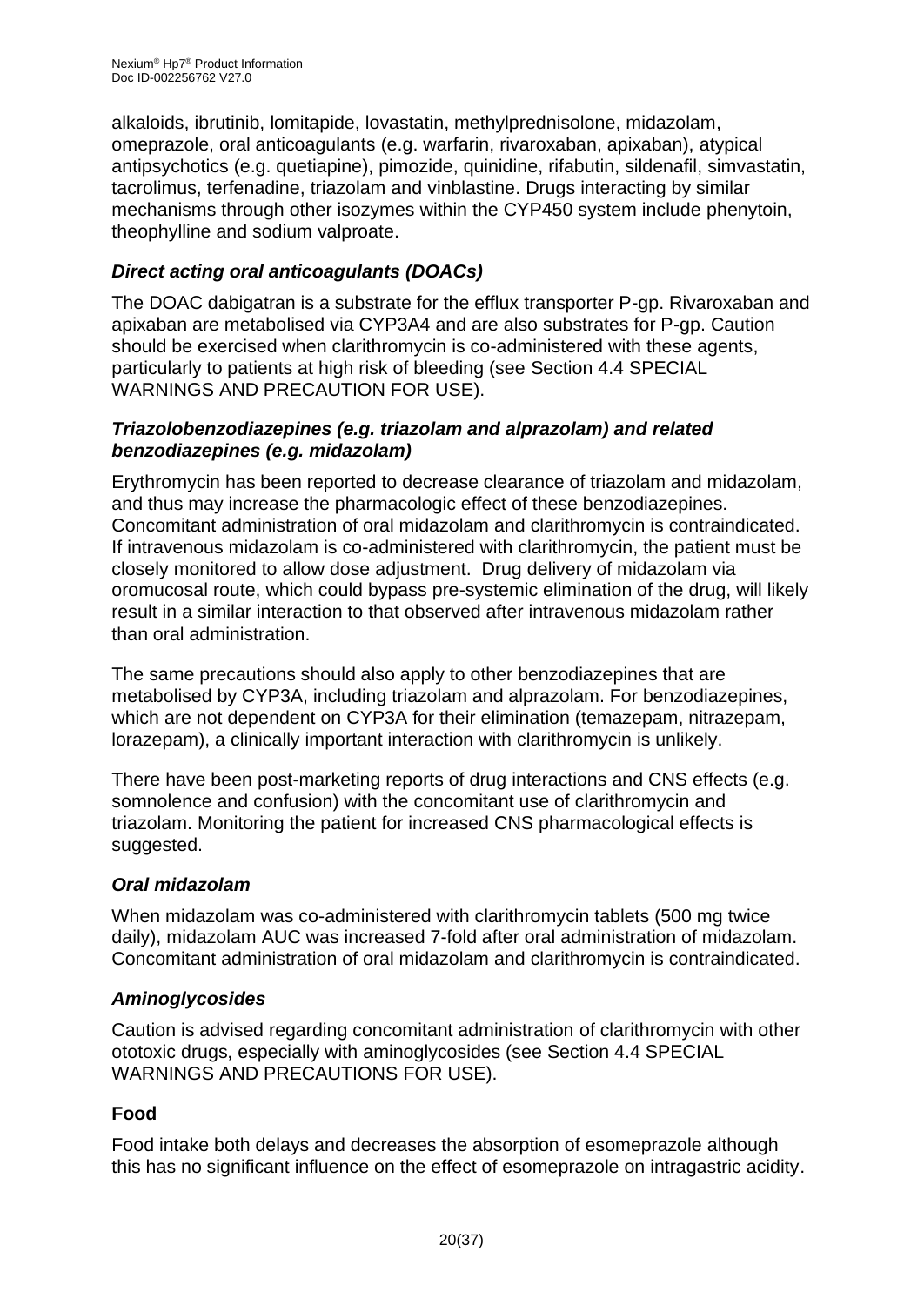alkaloids, ibrutinib, lomitapide, lovastatin, methylprednisolone, midazolam, omeprazole, oral anticoagulants (e.g. warfarin, rivaroxaban, apixaban), atypical antipsychotics (e.g. quetiapine), pimozide, quinidine, rifabutin, sildenafil, simvastatin, tacrolimus, terfenadine, triazolam and vinblastine. Drugs interacting by similar mechanisms through other isozymes within the CYP450 system include phenytoin, theophylline and sodium valproate.

***Direct acting oral anticoagulants (DOACs)***

The DOAC dabigatran is a substrate for the efflux transporter P-gp. Rivaroxaban and apixaban are metabolised via CYP3A4 and are also substrates for P-gp. Caution should be exercised when clarithromycin is co-administered with these agents, particularly to patients at high risk of bleeding (see Section 4.4 SPECIAL WARNINGS AND PRECAUTION FOR USE).

***Triazolobenzodiazepines (e.g. triazolam and alprazolam) and related benzodiazepines (e.g. midazolam)***

Erythromycin has been reported to decrease clearance of triazolam and midazolam, and thus may increase the pharmacologic effect of these benzodiazepines. Concomitant administration of oral midazolam and clarithromycin is contraindicated. If intravenous midazolam is co-administered with clarithromycin, the patient must be closely monitored to allow dose adjustment. Drug delivery of midazolam via oromucosal route, which could bypass pre-systemic elimination of the drug, will likely result in a similar interaction to that observed after intravenous midazolam rather than oral administration.

The same precautions should also apply to other benzodiazepines that are metabolised by CYP3A, including triazolam and alprazolam. For benzodiazepines, which are not dependent on CYP3A for their elimination (temazepam, nitrazepam, lorazepam), a clinically important interaction with clarithromycin is unlikely.

There have been post-marketing reports of drug interactions and CNS effects (e.g. somnolence and confusion) with the concomitant use of clarithromycin and triazolam. Monitoring the patient for increased CNS pharmacological effects is suggested.

***Oral midazolam***

When midazolam was co-administered with clarithromycin tablets (500 mg twice daily), midazolam AUC was increased 7-fold after oral administration of midazolam. Concomitant administration of oral midazolam and clarithromycin is contraindicated.

***Aminoglycosides***

Caution is advised regarding concomitant administration of clarithromycin with other ototoxic drugs, especially with aminoglycosides (see Section 4.4 SPECIAL WARNINGS AND PRECAUTIONS FOR USE).

**Food**

Food intake both delays and decreases the absorption of esomeprazole although this has no significant influence on the effect of esomeprazole on intragastric acidity.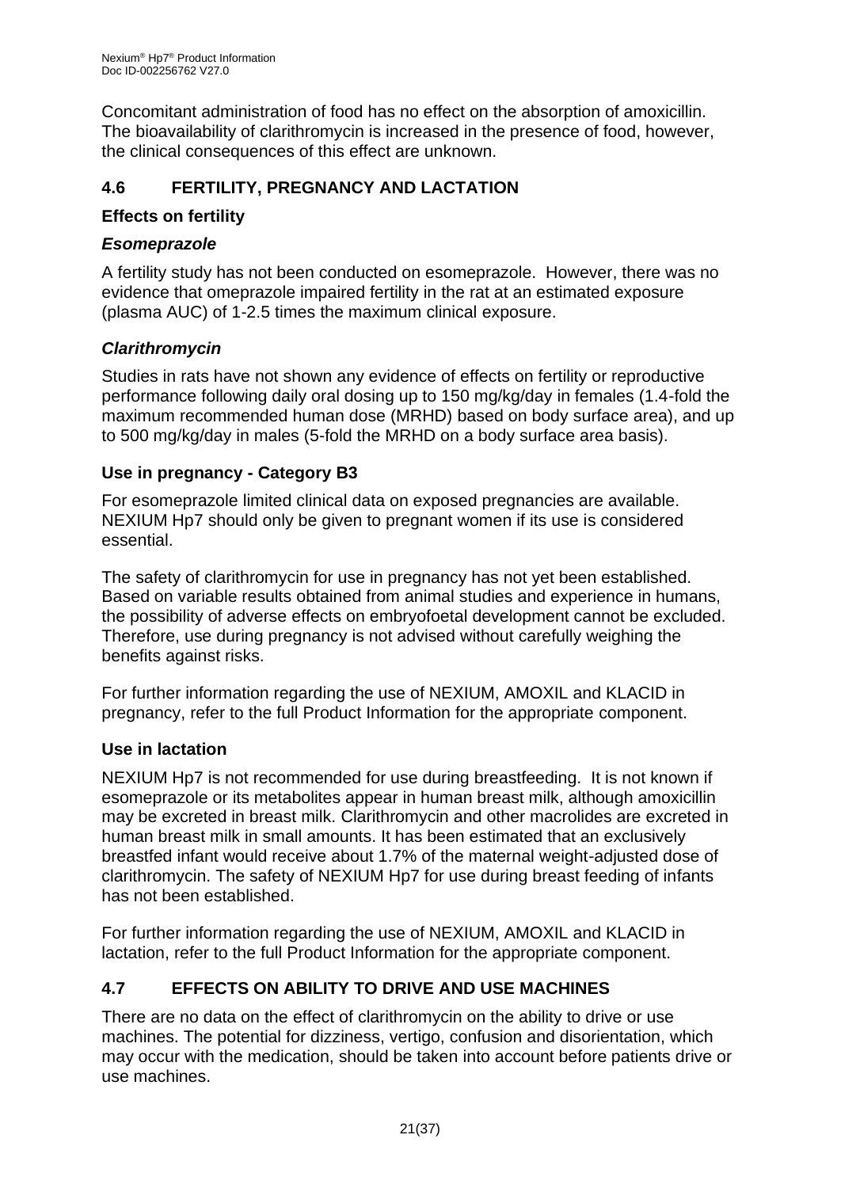Concomitant administration of food has no effect on the absorption of amoxicillin. The bioavailability of clarithromycin is increased in the presence of food, however, the clinical consequences of this effect are unknown.

## 4.6 FERTILITY, PREGNANCY AND LACTATION

### Effects on fertility

#### *Esomeprazole*

A fertility study has not been conducted on esomeprazole. However, there was no evidence that omeprazole impaired fertility in the rat at an estimated exposure (plasma AUC) of 1-2.5 times the maximum clinical exposure.

#### *Clarithromycin*

Studies in rats have not shown any evidence of effects on fertility or reproductive performance following daily oral dosing up to 150 mg/kg/day in females (1.4-fold the maximum recommended human dose (MRHD) based on body surface area), and up to 500 mg/kg/day in males (5-fold the MRHD on a body surface area basis).

### Use in pregnancy - Category B3

For esomeprazole limited clinical data on exposed pregnancies are available. NEXIUM Hp7 should only be given to pregnant women if its use is considered essential.

The safety of clarithromycin for use in pregnancy has not yet been established. Based on variable results obtained from animal studies and experience in humans, the possibility of adverse effects on embryofoetal development cannot be excluded. Therefore, use during pregnancy is not advised without carefully weighing the benefits against risks.

For further information regarding the use of NEXIUM, AMOXIL and KLACID in pregnancy, refer to the full Product Information for the appropriate component.

### Use in lactation

NEXIUM Hp7 is not recommended for use during breastfeeding. It is not known if esomeprazole or its metabolites appear in human breast milk, although amoxicillin may be excreted in breast milk. Clarithromycin and other macrolides are excreted in human breast milk in small amounts. It has been estimated that an exclusively breastfed infant would receive about 1.7% of the maternal weight-adjusted dose of clarithromycin. The safety of NEXIUM Hp7 for use during breast feeding of infants has not been established.

For further information regarding the use of NEXIUM, AMOXIL and KLACID in lactation, refer to the full Product Information for the appropriate component.

## 4.7 EFFECTS ON ABILITY TO DRIVE AND USE MACHINES

There are no data on the effect of clarithromycin on the ability to drive or use machines. The potential for dizziness, vertigo, confusion and disorientation, which may occur with the medication, should be taken into account before patients drive or use machines.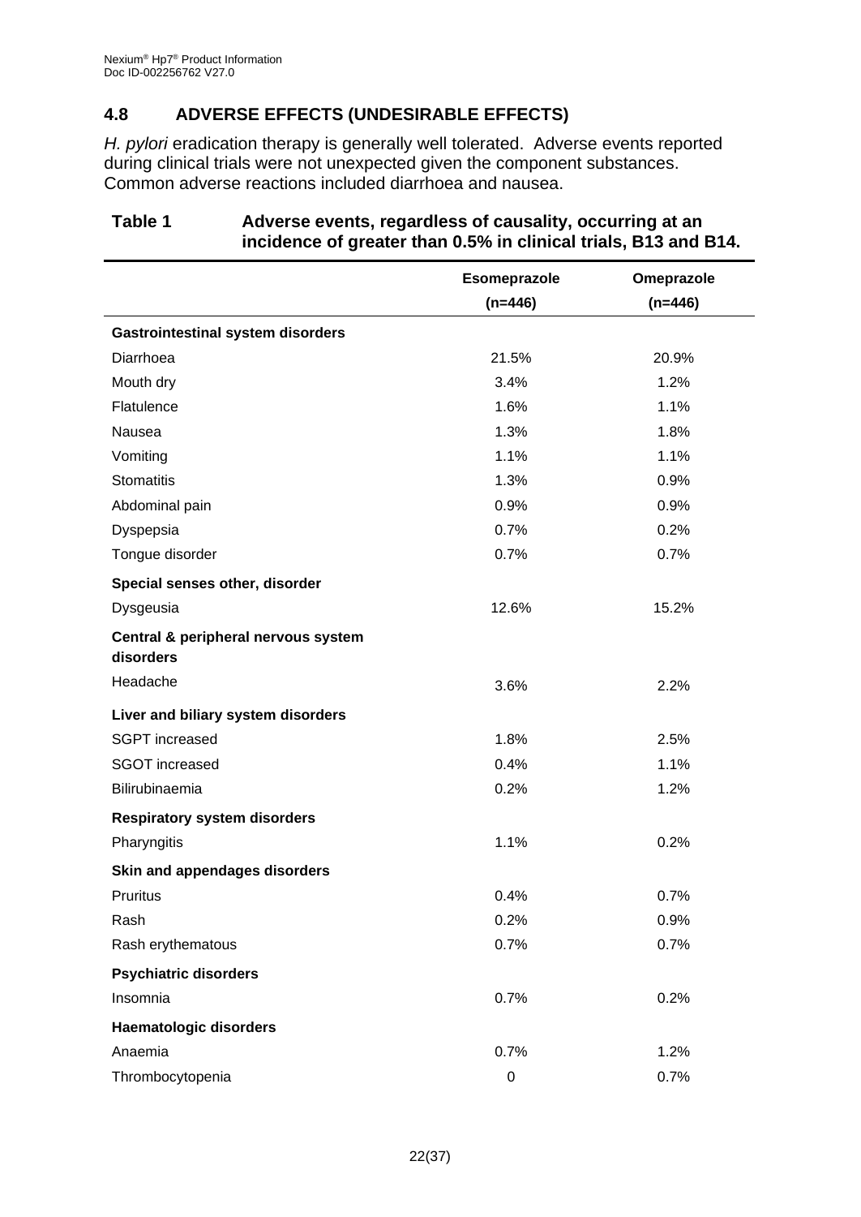## 4.8 ADVERSE EFFECTS (UNDESIRABLE EFFECTS)

*H. pylori* eradication therapy is generally well tolerated. Adverse events reported during clinical trials were not unexpected given the component substances. Common adverse reactions included diarrhoea and nausea.

**Table 1 Adverse events, regardless of causality, occurring at an incidence of greater than 0.5% in clinical trials, B13 and B14.**

| | Esomeprazole (n=446) | Omeprazole (n=446) |
|---|---|---|
| **Gastrointestinal system disorders** | | |
| Diarrhoea | 21.5% | 20.9% |
| Mouth dry | 3.4% | 1.2% |
| Flatulence | 1.6% | 1.1% |
| Nausea | 1.3% | 1.8% |
| Vomiting | 1.1% | 1.1% |
| Stomatitis | 1.3% | 0.9% |
| Abdominal pain | 0.9% | 0.9% |
| Dyspepsia | 0.7% | 0.2% |
| Tongue disorder | 0.7% | 0.7% |
| **Special senses other, disorder** | | |
| Dysgeusia | 12.6% | 15.2% |
| **Central & peripheral nervous system disorders** | | |
| Headache | 3.6% | 2.2% |
| **Liver and biliary system disorders** | | |
| SGPT increased | 1.8% | 2.5% |
| SGOT increased | 0.4% | 1.1% |
| Bilirubinaemia | 0.2% | 1.2% |
| **Respiratory system disorders** | | |
| Pharyngitis | 1.1% | 0.2% |
| **Skin and appendages disorders** | | |
| Pruritus | 0.4% | 0.7% |
| Rash | 0.2% | 0.9% |
| Rash erythematous | 0.7% | 0.7% |
| **Psychiatric disorders** | | |
| Insomnia | 0.7% | 0.2% |
| **Haematologic disorders** | | |
| Anaemia | 0.7% | 1.2% |
| Thrombocytopenia | 0 | 0.7% |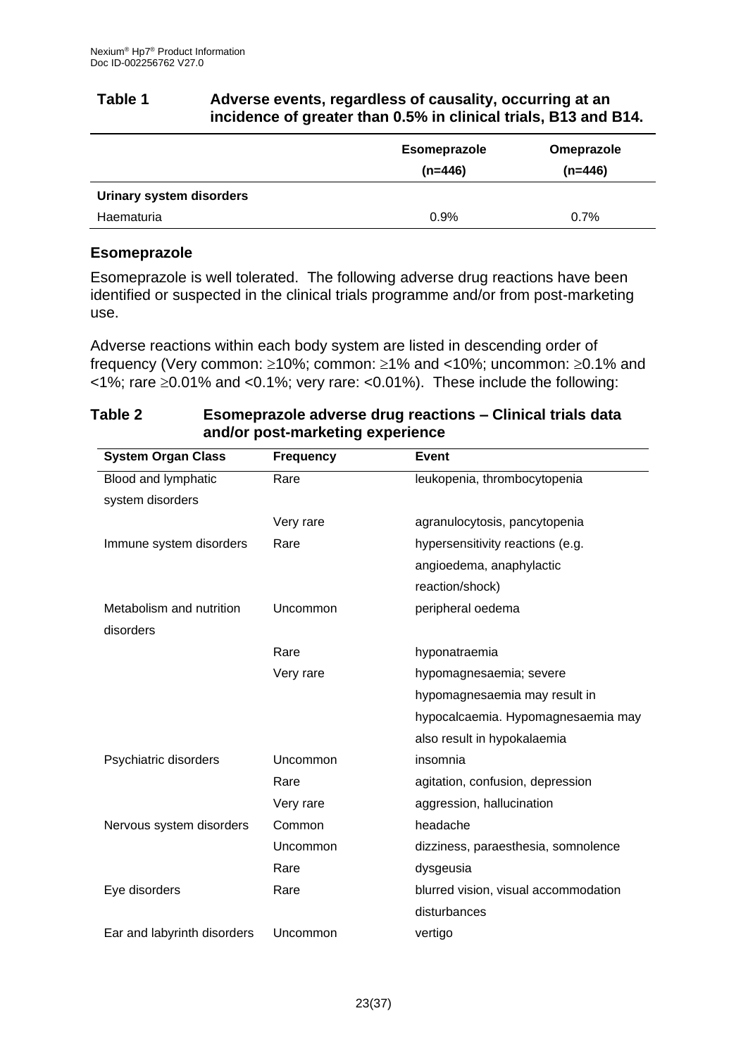**Table 1 Adverse events, regardless of causality, occurring at an incidence of greater than 0.5% in clinical trials, B13 and B14.**

| | Esomeprazole (n=446) | Omeprazole (n=446) |
|---|---|---|
| **Urinary system disorders** | | |
| Haematuria | 0.9% | 0.7% |

## Esomeprazole

Esomeprazole is well tolerated. The following adverse drug reactions have been identified or suspected in the clinical trials programme and/or from post-marketing use.

Adverse reactions within each body system are listed in descending order of frequency (Very common: ≥10%; common: ≥1% and <10%; uncommon: ≥0.1% and <1%; rare ≥0.01% and <0.1%; very rare: <0.01%). These include the following:

**Table 2 Esomeprazole adverse drug reactions – Clinical trials data and/or post-marketing experience**

| System Organ Class | Frequency | Event |
|---|---|---|
| Blood and lymphatic system disorders | Rare | leukopenia, thrombocytopenia |
| | Very rare | agranulocytosis, pancytopenia |
| Immune system disorders | Rare | hypersensitivity reactions (e.g. angioedema, anaphylactic reaction/shock) |
| Metabolism and nutrition disorders | Uncommon | peripheral oedema |
| | Rare | hyponatraemia |
| | Very rare | hypomagnesaemia; severe hypomagnesaemia may result in hypocalcaemia. Hypomagnesaemia may also result in hypokalaemia |
| Psychiatric disorders | Uncommon | insomnia |
| | Rare | agitation, confusion, depression |
| | Very rare | aggression, hallucination |
| Nervous system disorders | Common | headache |
| | Uncommon | dizziness, paraesthesia, somnolence |
| | Rare | dysgeusia |
| Eye disorders | Rare | blurred vision, visual accommodation disturbances |
| Ear and labyrinth disorders | Uncommon | vertigo |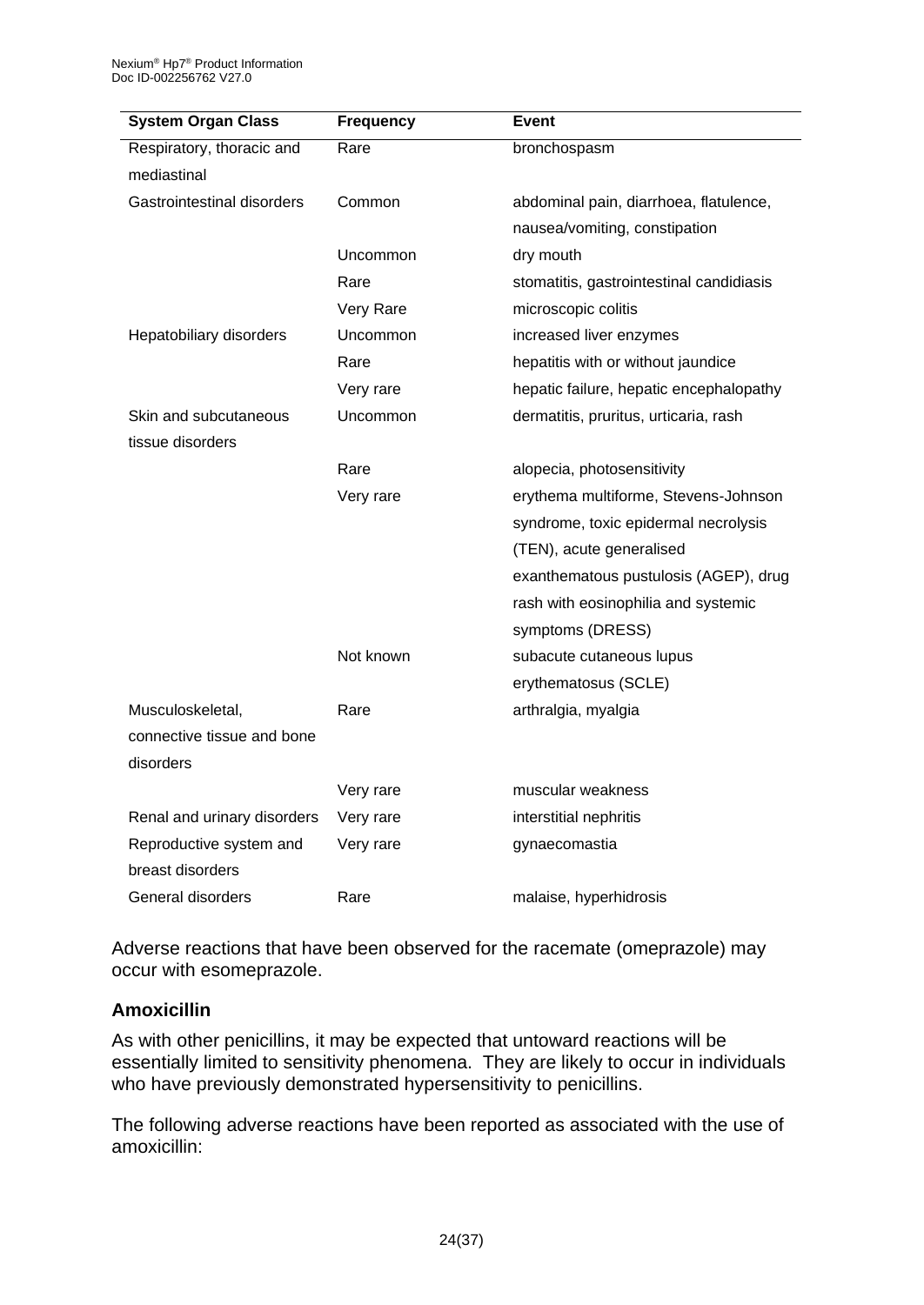| System Organ Class | Frequency | Event |
| --- | --- | --- |
| Respiratory, thoracic and mediastinal | Rare | bronchospasm |
| Gastrointestinal disorders | Common | abdominal pain, diarrhoea, flatulence, nausea/vomiting, constipation |
| | Uncommon | dry mouth |
| | Rare | stomatitis, gastrointestinal candidiasis |
| | Very Rare | microscopic colitis |
| Hepatobiliary disorders | Uncommon | increased liver enzymes |
| | Rare | hepatitis with or without jaundice |
| | Very rare | hepatic failure, hepatic encephalopathy |
| Skin and subcutaneous tissue disorders | Uncommon | dermatitis, pruritus, urticaria, rash |
| | Rare | alopecia, photosensitivity |
| | Very rare | erythema multiforme, Stevens-Johnson syndrome, toxic epidermal necrolysis (TEN), acute generalised exanthematous pustulosis (AGEP), drug rash with eosinophilia and systemic symptoms (DRESS) |
| | Not known | subacute cutaneous lupus erythematosus (SCLE) |
| Musculoskeletal, connective tissue and bone disorders | Rare | arthralgia, myalgia |
| | Very rare | muscular weakness |
| Renal and urinary disorders | Very rare | interstitial nephritis |
| Reproductive system and breast disorders | Very rare | gynaecomastia |
| General disorders | Rare | malaise, hyperhidrosis |

Adverse reactions that have been observed for the racemate (omeprazole) may occur with esomeprazole.

### Amoxicillin

As with other penicillins, it may be expected that untoward reactions will be essentially limited to sensitivity phenomena. They are likely to occur in individuals who have previously demonstrated hypersensitivity to penicillins.

The following adverse reactions have been reported as associated with the use of amoxicillin: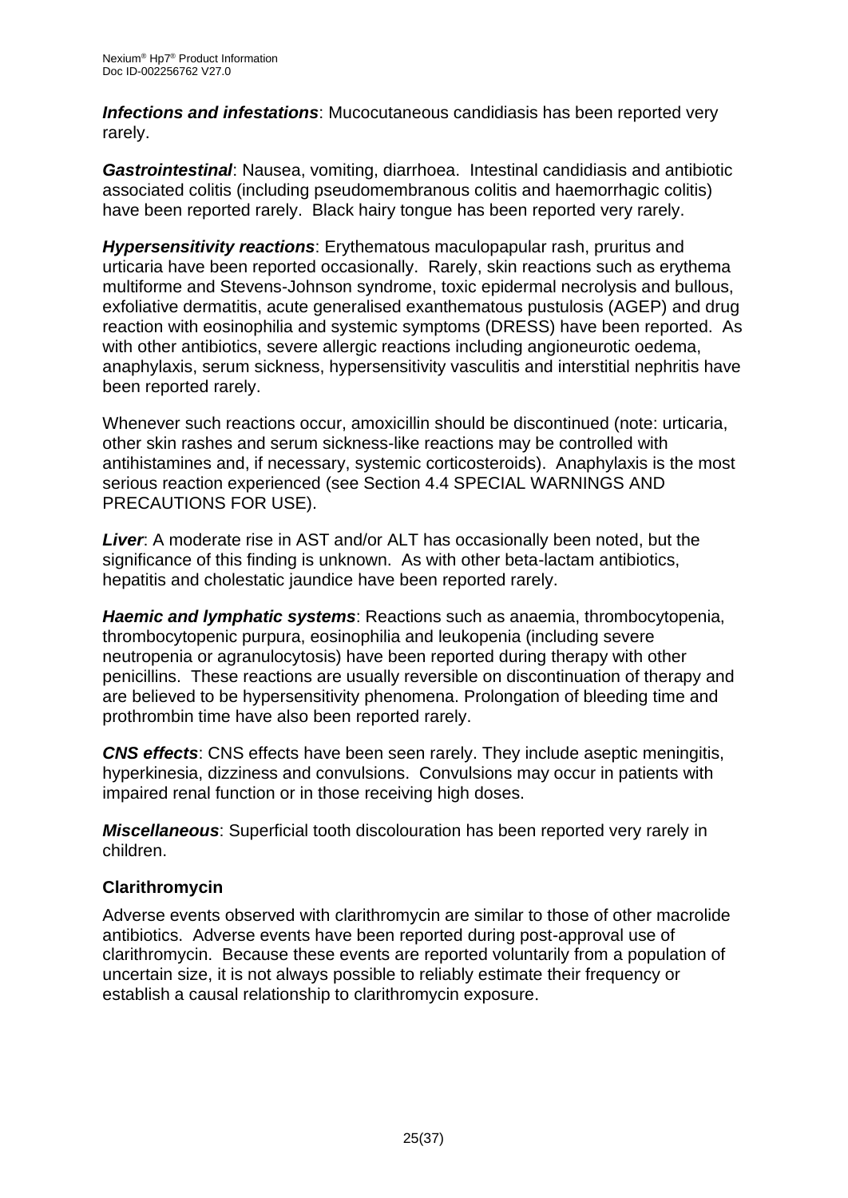***Infections and infestations***: Mucocutaneous candidiasis has been reported very rarely.

***Gastrointestinal***: Nausea, vomiting, diarrhoea. Intestinal candidiasis and antibiotic associated colitis (including pseudomembranous colitis and haemorrhagic colitis) have been reported rarely. Black hairy tongue has been reported very rarely.

***Hypersensitivity reactions***: Erythematous maculopapular rash, pruritus and urticaria have been reported occasionally. Rarely, skin reactions such as erythema multiforme and Stevens-Johnson syndrome, toxic epidermal necrolysis and bullous, exfoliative dermatitis, acute generalised exanthematous pustulosis (AGEP) and drug reaction with eosinophilia and systemic symptoms (DRESS) have been reported. As with other antibiotics, severe allergic reactions including angioneurotic oedema, anaphylaxis, serum sickness, hypersensitivity vasculitis and interstitial nephritis have been reported rarely.

Whenever such reactions occur, amoxicillin should be discontinued (note: urticaria, other skin rashes and serum sickness-like reactions may be controlled with antihistamines and, if necessary, systemic corticosteroids). Anaphylaxis is the most serious reaction experienced (see Section 4.4 SPECIAL WARNINGS AND PRECAUTIONS FOR USE).

***Liver***: A moderate rise in AST and/or ALT has occasionally been noted, but the significance of this finding is unknown. As with other beta-lactam antibiotics, hepatitis and cholestatic jaundice have been reported rarely.

***Haemic and lymphatic systems***: Reactions such as anaemia, thrombocytopenia, thrombocytopenic purpura, eosinophilia and leukopenia (including severe neutropenia or agranulocytosis) have been reported during therapy with other penicillins. These reactions are usually reversible on discontinuation of therapy and are believed to be hypersensitivity phenomena. Prolongation of bleeding time and prothrombin time have also been reported rarely.

***CNS effects***: CNS effects have been seen rarely. They include aseptic meningitis, hyperkinesia, dizziness and convulsions. Convulsions may occur in patients with impaired renal function or in those receiving high doses.

***Miscellaneous***: Superficial tooth discolouration has been reported very rarely in children.

**Clarithromycin**

Adverse events observed with clarithromycin are similar to those of other macrolide antibiotics. Adverse events have been reported during post-approval use of clarithromycin. Because these events are reported voluntarily from a population of uncertain size, it is not always possible to reliably estimate their frequency or establish a causal relationship to clarithromycin exposure.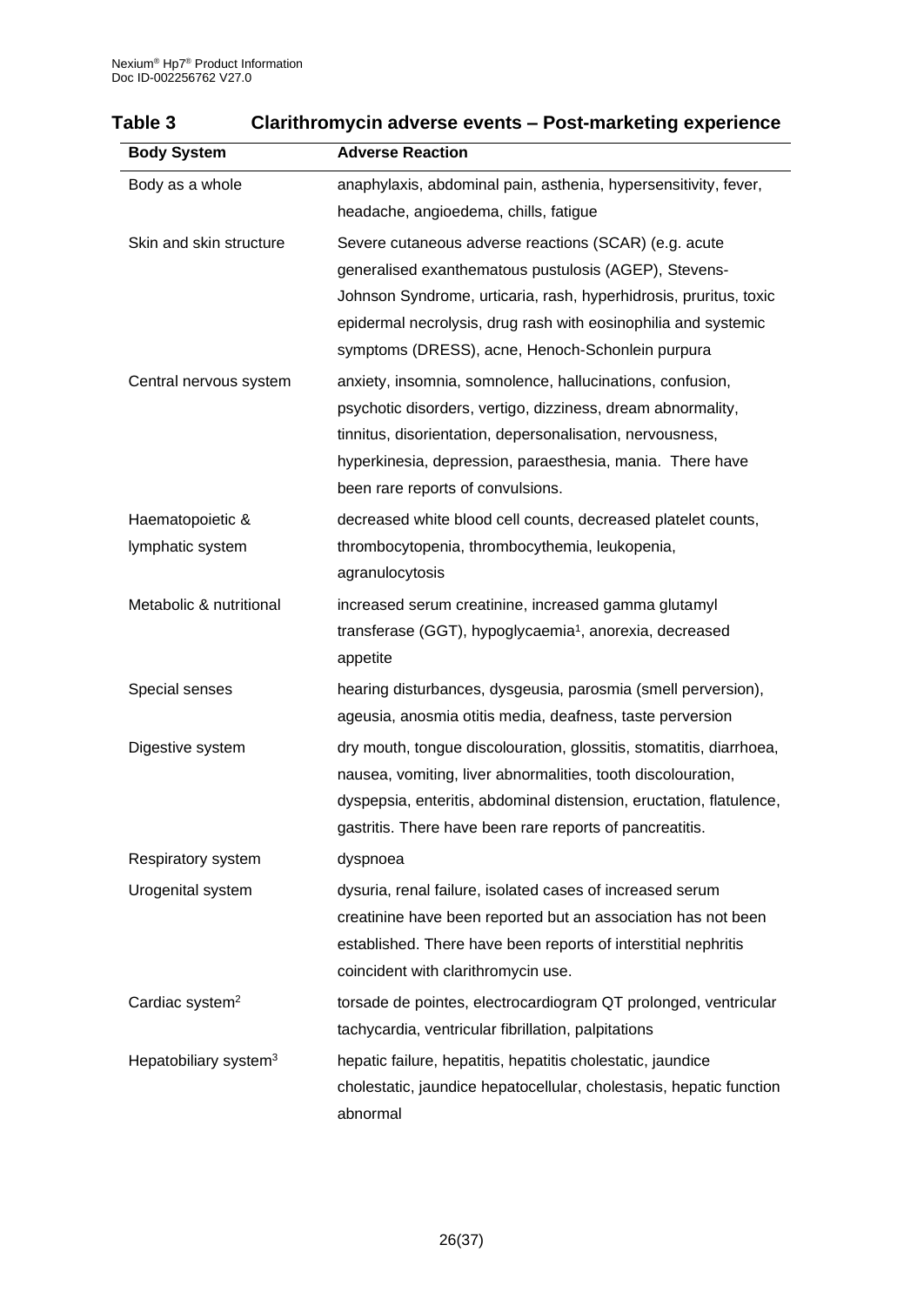**Table 3 Clarithromycin adverse events – Post-marketing experience**

| Body System | Adverse Reaction |
|---|---|
| Body as a whole | anaphylaxis, abdominal pain, asthenia, hypersensitivity, fever, headache, angioedema, chills, fatigue |
| Skin and skin structure | Severe cutaneous adverse reactions (SCAR) (e.g. acute generalised exanthematous pustulosis (AGEP), Stevens-Johnson Syndrome, urticaria, rash, hyperhidrosis, pruritus, toxic epidermal necrolysis, drug rash with eosinophilia and systemic symptoms (DRESS), acne, Henoch-Schonlein purpura |
| Central nervous system | anxiety, insomnia, somnolence, hallucinations, confusion, psychotic disorders, vertigo, dizziness, dream abnormality, tinnitus, disorientation, depersonalisation, nervousness, hyperkinesia, depression, paraesthesia, mania. There have been rare reports of convulsions. |
| Haematopoietic & lymphatic system | decreased white blood cell counts, decreased platelet counts, thrombocytopenia, thrombocythemia, leukopenia, agranulocytosis |
| Metabolic & nutritional | increased serum creatinine, increased gamma glutamyl transferase (GGT), hypoglycaemia[1], anorexia, decreased appetite |
| Special senses | hearing disturbances, dysgeusia, parosmia (smell perversion), ageusia, anosmia otitis media, deafness, taste perversion |
| Digestive system | dry mouth, tongue discolouration, glossitis, stomatitis, diarrhoea, nausea, vomiting, liver abnormalities, tooth discolouration, dyspepsia, enteritis, abdominal distension, eructation, flatulence, gastritis. There have been rare reports of pancreatitis. |
| Respiratory system | dyspnoea |
| Urogenital system | dysuria, renal failure, isolated cases of increased serum creatinine have been reported but an association has not been established. There have been reports of interstitial nephritis coincident with clarithromycin use. |
| Cardiac system[2] | torsade de pointes, electrocardiogram QT prolonged, ventricular tachycardia, ventricular fibrillation, palpitations |
| Hepatobiliary system[3] | hepatic failure, hepatitis, hepatitis cholestatic, jaundice cholestatic, jaundice hepatocellular, cholestasis, hepatic function abnormal |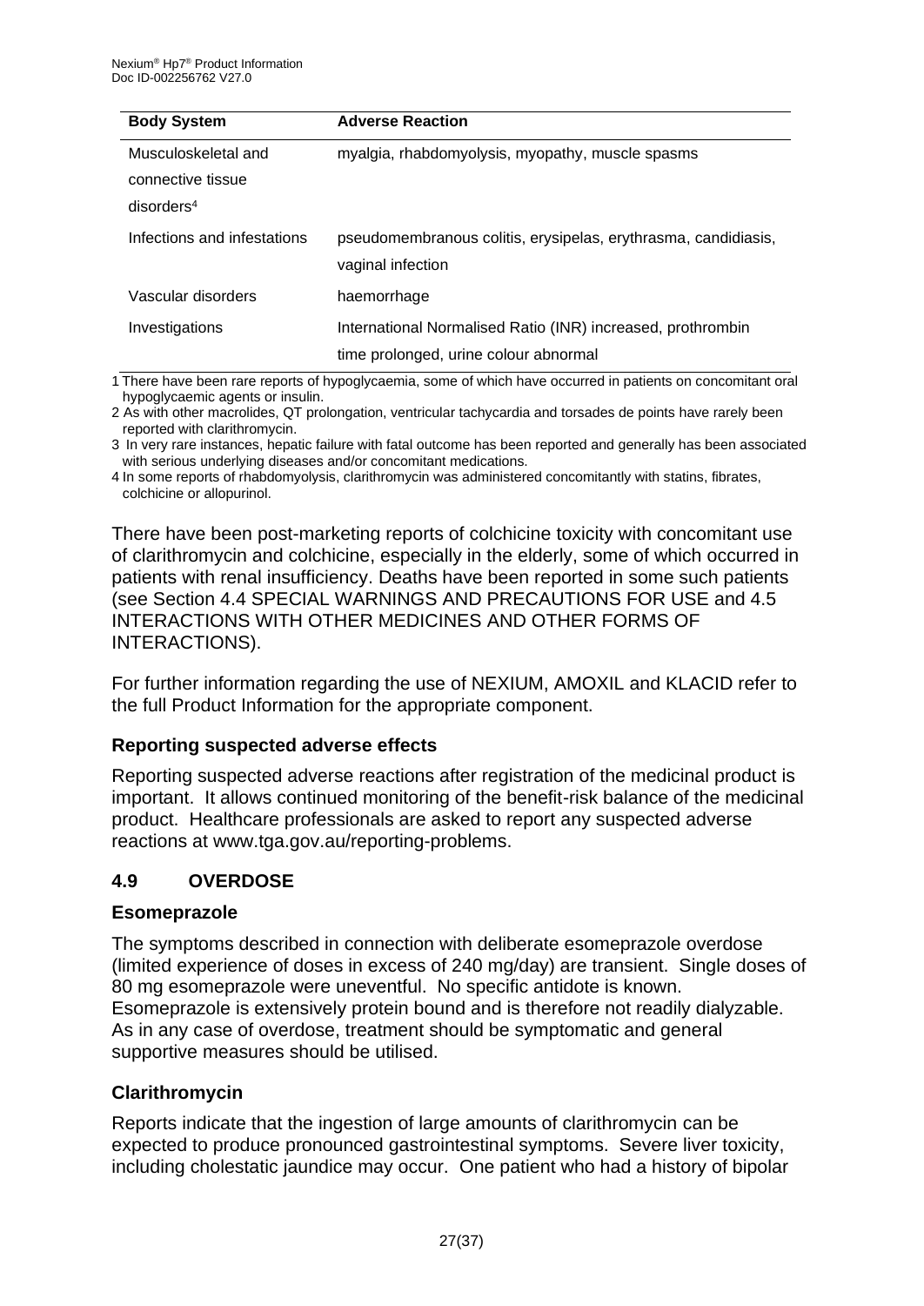| Body System | Adverse Reaction |
|---|---|
| Musculoskeletal and connective tissue disorders[4] | myalgia, rhabdomyolysis, myopathy, muscle spasms |
| Infections and infestations | pseudomembranous colitis, erysipelas, erythrasma, candidiasis, vaginal infection |
| Vascular disorders | haemorrhage |
| Investigations | International Normalised Ratio (INR) increased, prothrombin time prolonged, urine colour abnormal |

1 There have been rare reports of hypoglycaemia, some of which have occurred in patients on concomitant oral hypoglycaemic agents or insulin.

2 As with other macrolides, QT prolongation, ventricular tachycardia and torsades de points have rarely been reported with clarithromycin.

3 In very rare instances, hepatic failure with fatal outcome has been reported and generally has been associated with serious underlying diseases and/or concomitant medications.

4 In some reports of rhabdomyolysis, clarithromycin was administered concomitantly with statins, fibrates, colchicine or allopurinol.

There have been post-marketing reports of colchicine toxicity with concomitant use of clarithromycin and colchicine, especially in the elderly, some of which occurred in patients with renal insufficiency. Deaths have been reported in some such patients (see Section 4.4 SPECIAL WARNINGS AND PRECAUTIONS FOR USE and 4.5 INTERACTIONS WITH OTHER MEDICINES AND OTHER FORMS OF INTERACTIONS).

For further information regarding the use of NEXIUM, AMOXIL and KLACID refer to the full Product Information for the appropriate component.

### Reporting suspected adverse effects

Reporting suspected adverse reactions after registration of the medicinal product is important. It allows continued monitoring of the benefit-risk balance of the medicinal product. Healthcare professionals are asked to report any suspected adverse reactions at www.tga.gov.au/reporting-problems.

## 4.9 OVERDOSE

### Esomeprazole

The symptoms described in connection with deliberate esomeprazole overdose (limited experience of doses in excess of 240 mg/day) are transient. Single doses of 80 mg esomeprazole were uneventful. No specific antidote is known. Esomeprazole is extensively protein bound and is therefore not readily dialyzable. As in any case of overdose, treatment should be symptomatic and general supportive measures should be utilised.

### Clarithromycin

Reports indicate that the ingestion of large amounts of clarithromycin can be expected to produce pronounced gastrointestinal symptoms. Severe liver toxicity, including cholestatic jaundice may occur. One patient who had a history of bipolar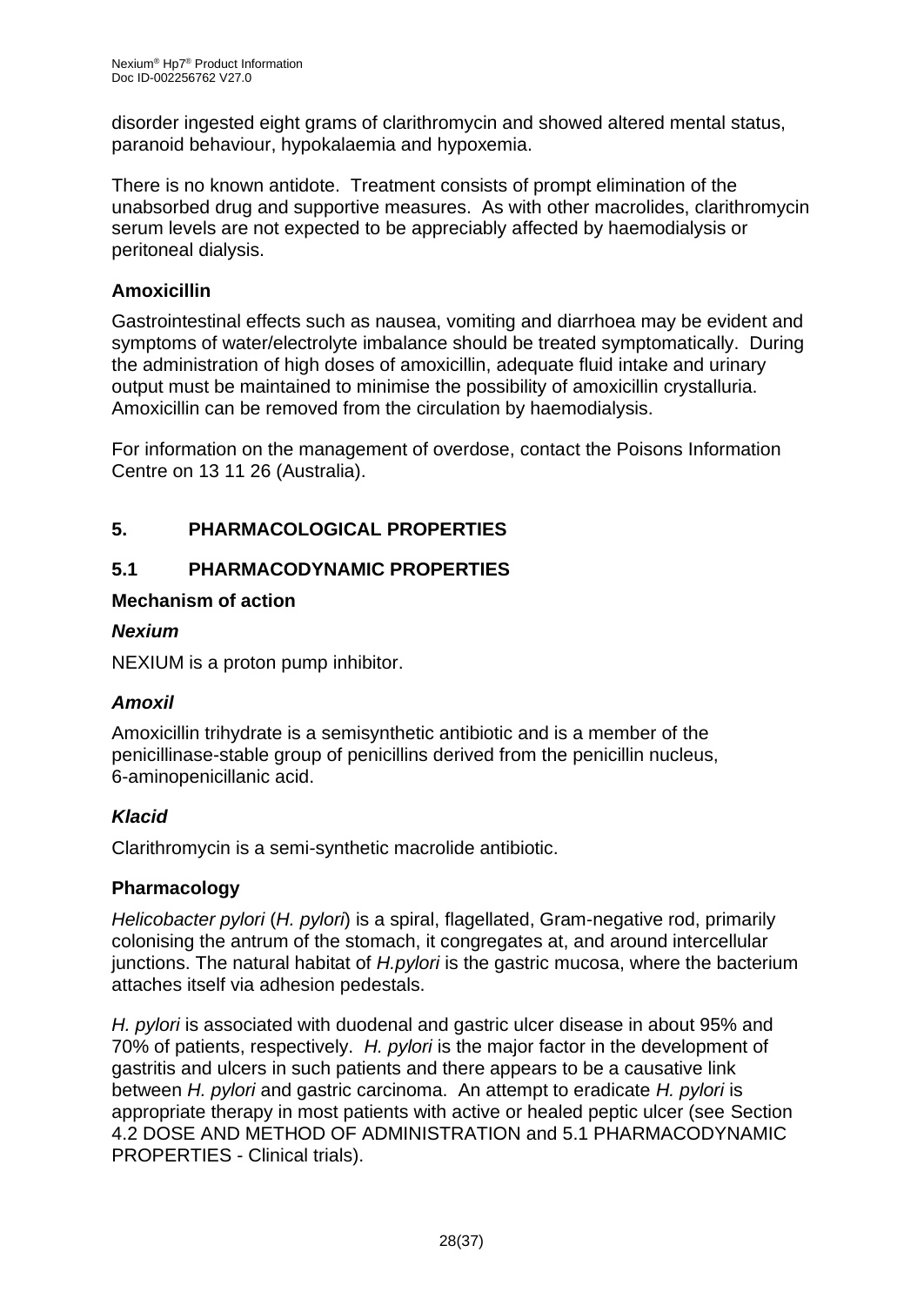disorder ingested eight grams of clarithromycin and showed altered mental status, paranoid behaviour, hypokalaemia and hypoxemia.

There is no known antidote. Treatment consists of prompt elimination of the unabsorbed drug and supportive measures. As with other macrolides, clarithromycin serum levels are not expected to be appreciably affected by haemodialysis or peritoneal dialysis.

### Amoxicillin

Gastrointestinal effects such as nausea, vomiting and diarrhoea may be evident and symptoms of water/electrolyte imbalance should be treated symptomatically. During the administration of high doses of amoxicillin, adequate fluid intake and urinary output must be maintained to minimise the possibility of amoxicillin crystalluria. Amoxicillin can be removed from the circulation by haemodialysis.

For information on the management of overdose, contact the Poisons Information Centre on 13 11 26 (Australia).

## 5. PHARMACOLOGICAL PROPERTIES

## 5.1 PHARMACODYNAMIC PROPERTIES

### Mechanism of action

#### *Nexium*

NEXIUM is a proton pump inhibitor.

#### *Amoxil*

Amoxicillin trihydrate is a semisynthetic antibiotic and is a member of the penicillinase-stable group of penicillins derived from the penicillin nucleus, 6-aminopenicillanic acid.

#### *Klacid*

Clarithromycin is a semi-synthetic macrolide antibiotic.

### Pharmacology

*Helicobacter pylori* (*H. pylori*) is a spiral, flagellated, Gram-negative rod, primarily colonising the antrum of the stomach, it congregates at, and around intercellular junctions. The natural habitat of *H.pylori* is the gastric mucosa, where the bacterium attaches itself via adhesion pedestals.

*H. pylori* is associated with duodenal and gastric ulcer disease in about 95% and 70% of patients, respectively. *H. pylori* is the major factor in the development of gastritis and ulcers in such patients and there appears to be a causative link between *H. pylori* and gastric carcinoma. An attempt to eradicate *H. pylori* is appropriate therapy in most patients with active or healed peptic ulcer (see Section 4.2 DOSE AND METHOD OF ADMINISTRATION and 5.1 PHARMACODYNAMIC PROPERTIES - Clinical trials).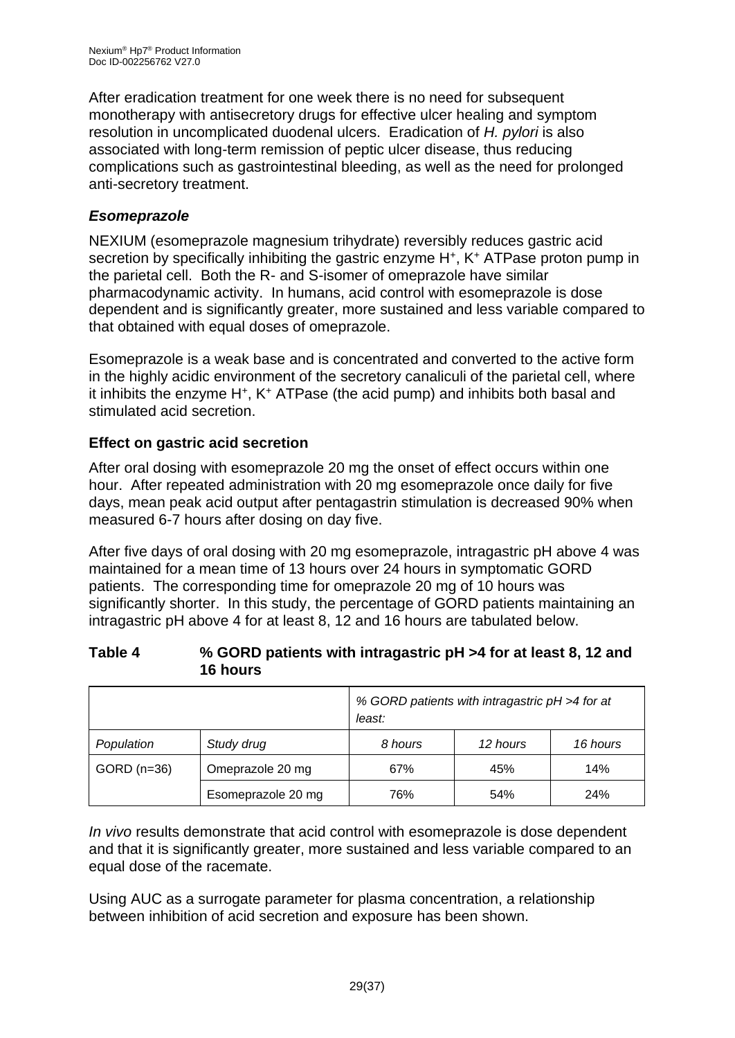After eradication treatment for one week there is no need for subsequent monotherapy with antisecretory drugs for effective ulcer healing and symptom resolution in uncomplicated duodenal ulcers. Eradication of *H. pylori* is also associated with long-term remission of peptic ulcer disease, thus reducing complications such as gastrointestinal bleeding, as well as the need for prolonged anti-secretory treatment.

### *Esomeprazole*

NEXIUM (esomeprazole magnesium trihydrate) reversibly reduces gastric acid secretion by specifically inhibiting the gastric enzyme $H^+$, $K^+$ ATPase proton pump in the parietal cell. Both the R- and S-isomer of omeprazole have similar pharmacodynamic activity. In humans, acid control with esomeprazole is dose dependent and is significantly greater, more sustained and less variable compared to that obtained with equal doses of omeprazole.

Esomeprazole is a weak base and is concentrated and converted to the active form in the highly acidic environment of the secretory canaliculi of the parietal cell, where it inhibits the enzyme $H^+$, $K^+$ ATPase (the acid pump) and inhibits both basal and stimulated acid secretion.

### Effect on gastric acid secretion

After oral dosing with esomeprazole 20 mg the onset of effect occurs within one hour. After repeated administration with 20 mg esomeprazole once daily for five days, mean peak acid output after pentagastrin stimulation is decreased 90% when measured 6-7 hours after dosing on day five.

After five days of oral dosing with 20 mg esomeprazole, intragastric pH above 4 was maintained for a mean time of 13 hours over 24 hours in symptomatic GORD patients. The corresponding time for omeprazole 20 mg of 10 hours was significantly shorter. In this study, the percentage of GORD patients maintaining an intragastric pH above 4 for at least 8, 12 and 16 hours are tabulated below.

**Table 4 % GORD patients with intragastric pH >4 for at least 8, 12 and 16 hours**

| | | *% GORD patients with intragastric pH >4 for at least:* | | |
|---|---|---|---|---|
| *Population* | *Study drug* | *8 hours* | *12 hours* | *16 hours* |
| GORD (n=36) | Omeprazole 20 mg | 67% | 45% | 14% |
| | Esomeprazole 20 mg | 76% | 54% | 24% |

*In vivo* results demonstrate that acid control with esomeprazole is dose dependent and that it is significantly greater, more sustained and less variable compared to an equal dose of the racemate.

Using AUC as a surrogate parameter for plasma concentration, a relationship between inhibition of acid secretion and exposure has been shown.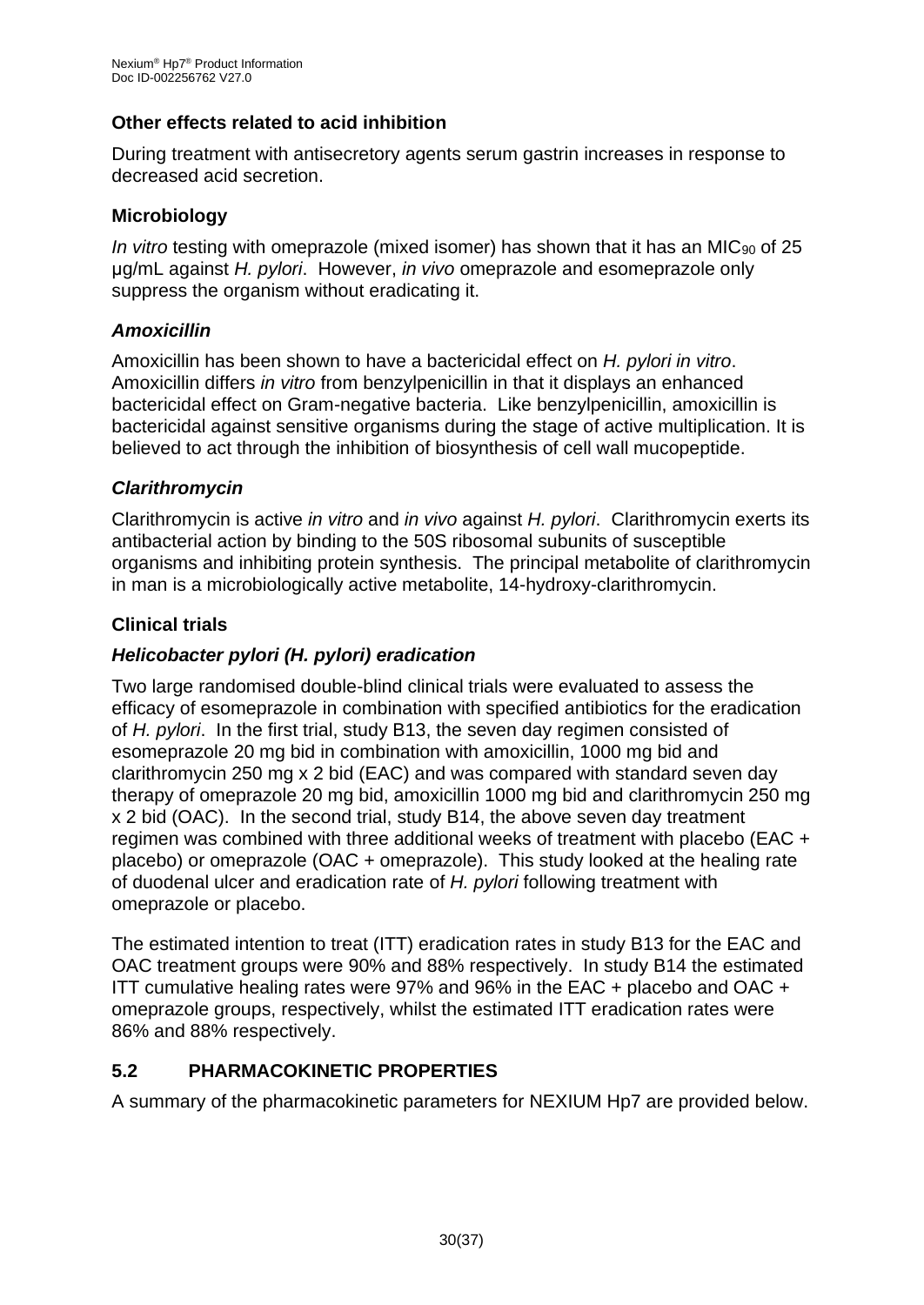### Other effects related to acid inhibition

During treatment with antisecretory agents serum gastrin increases in response to decreased acid secretion.

### Microbiology

*In vitro* testing with omeprazole (mixed isomer) has shown that it has an $MIC_{90}$ of 25 μg/mL against *H. pylori*. However, *in vivo* omeprazole and esomeprazole only suppress the organism without eradicating it.

#### *Amoxicillin*

Amoxicillin has been shown to have a bactericidal effect on *H. pylori in vitro*. Amoxicillin differs *in vitro* from benzylpenicillin in that it displays an enhanced bactericidal effect on Gram-negative bacteria. Like benzylpenicillin, amoxicillin is bactericidal against sensitive organisms during the stage of active multiplication. It is believed to act through the inhibition of biosynthesis of cell wall mucopeptide.

#### *Clarithromycin*

Clarithromycin is active *in vitro* and *in vivo* against *H. pylori*. Clarithromycin exerts its antibacterial action by binding to the 50S ribosomal subunits of susceptible organisms and inhibiting protein synthesis. The principal metabolite of clarithromycin in man is a microbiologically active metabolite, 14-hydroxy-clarithromycin.

### Clinical trials

#### *Helicobacter pylori (H. pylori) eradication*

Two large randomised double-blind clinical trials were evaluated to assess the efficacy of esomeprazole in combination with specified antibiotics for the eradication of *H. pylori*. In the first trial, study B13, the seven day regimen consisted of esomeprazole 20 mg bid in combination with amoxicillin, 1000 mg bid and clarithromycin 250 mg x 2 bid (EAC) and was compared with standard seven day therapy of omeprazole 20 mg bid, amoxicillin 1000 mg bid and clarithromycin 250 mg x 2 bid (OAC). In the second trial, study B14, the above seven day treatment regimen was combined with three additional weeks of treatment with placebo (EAC + placebo) or omeprazole (OAC + omeprazole). This study looked at the healing rate of duodenal ulcer and eradication rate of *H. pylori* following treatment with omeprazole or placebo.

The estimated intention to treat (ITT) eradication rates in study B13 for the EAC and OAC treatment groups were 90% and 88% respectively. In study B14 the estimated ITT cumulative healing rates were 97% and 96% in the EAC + placebo and OAC + omeprazole groups, respectively, whilst the estimated ITT eradication rates were 86% and 88% respectively.

## 5.2 PHARMACOKINETIC PROPERTIES

A summary of the pharmacokinetic parameters for NEXIUM Hp7 are provided below.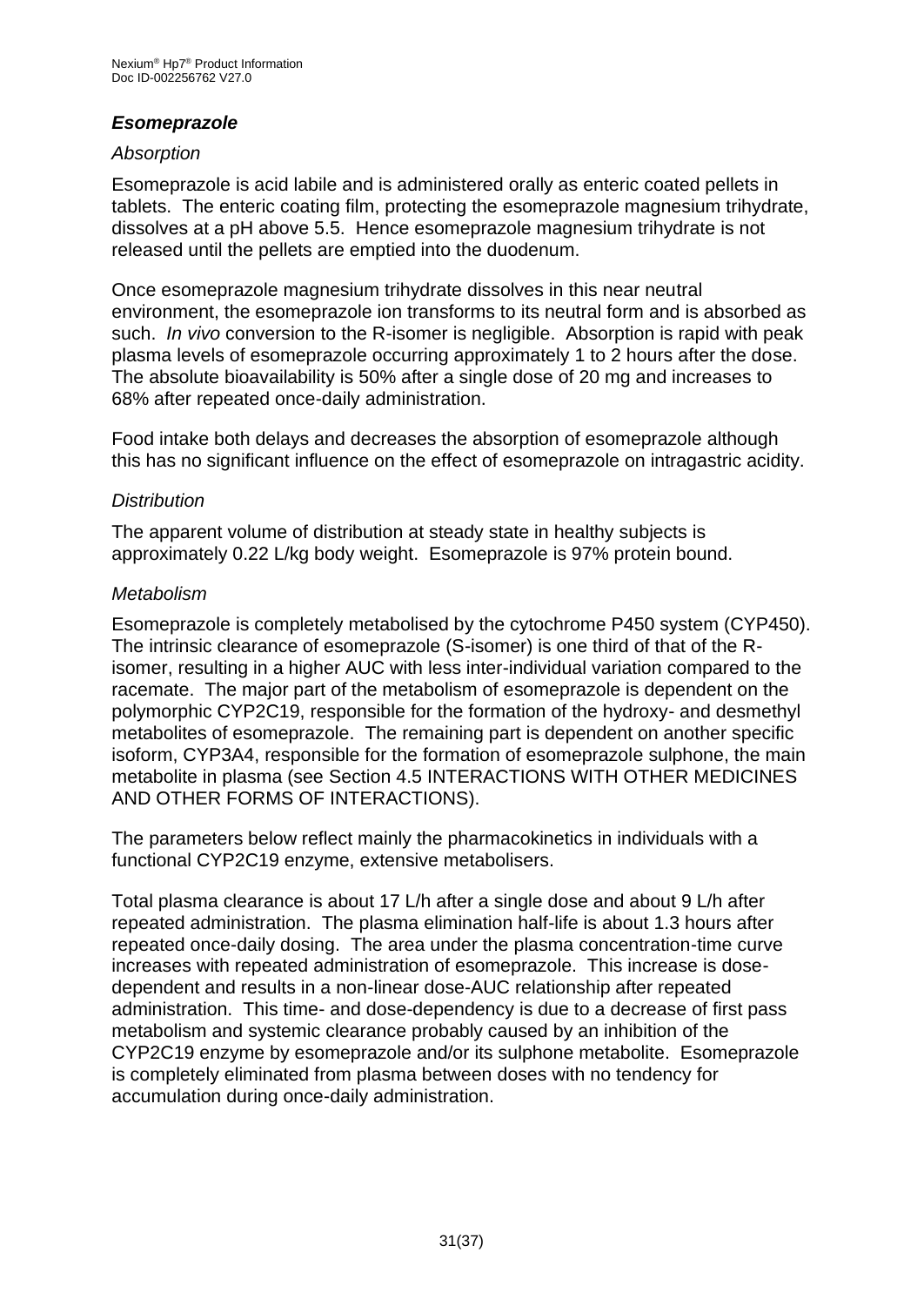### *Esomeprazole*

*Absorption*

Esomeprazole is acid labile and is administered orally as enteric coated pellets in tablets. The enteric coating film, protecting the esomeprazole magnesium trihydrate, dissolves at a pH above 5.5. Hence esomeprazole magnesium trihydrate is not released until the pellets are emptied into the duodenum.

Once esomeprazole magnesium trihydrate dissolves in this near neutral environment, the esomeprazole ion transforms to its neutral form and is absorbed as such. *In vivo* conversion to the R-isomer is negligible. Absorption is rapid with peak plasma levels of esomeprazole occurring approximately 1 to 2 hours after the dose. The absolute bioavailability is 50% after a single dose of 20 mg and increases to 68% after repeated once-daily administration.

Food intake both delays and decreases the absorption of esomeprazole although this has no significant influence on the effect of esomeprazole on intragastric acidity.

*Distribution*

The apparent volume of distribution at steady state in healthy subjects is approximately 0.22 L/kg body weight. Esomeprazole is 97% protein bound.

*Metabolism*

Esomeprazole is completely metabolised by the cytochrome P450 system (CYP450). The intrinsic clearance of esomeprazole (S-isomer) is one third of that of the R-isomer, resulting in a higher AUC with less inter-individual variation compared to the racemate. The major part of the metabolism of esomeprazole is dependent on the polymorphic CYP2C19, responsible for the formation of the hydroxy- and desmethyl metabolites of esomeprazole. The remaining part is dependent on another specific isoform, CYP3A4, responsible for the formation of esomeprazole sulphone, the main metabolite in plasma (see Section 4.5 INTERACTIONS WITH OTHER MEDICINES AND OTHER FORMS OF INTERACTIONS).

The parameters below reflect mainly the pharmacokinetics in individuals with a functional CYP2C19 enzyme, extensive metabolisers.

Total plasma clearance is about 17 L/h after a single dose and about 9 L/h after repeated administration. The plasma elimination half-life is about 1.3 hours after repeated once-daily dosing. The area under the plasma concentration-time curve increases with repeated administration of esomeprazole. This increase is dose-dependent and results in a non-linear dose-AUC relationship after repeated administration. This time- and dose-dependency is due to a decrease of first pass metabolism and systemic clearance probably caused by an inhibition of the CYP2C19 enzyme by esomeprazole and/or its sulphone metabolite. Esomeprazole is completely eliminated from plasma between doses with no tendency for accumulation during once-daily administration.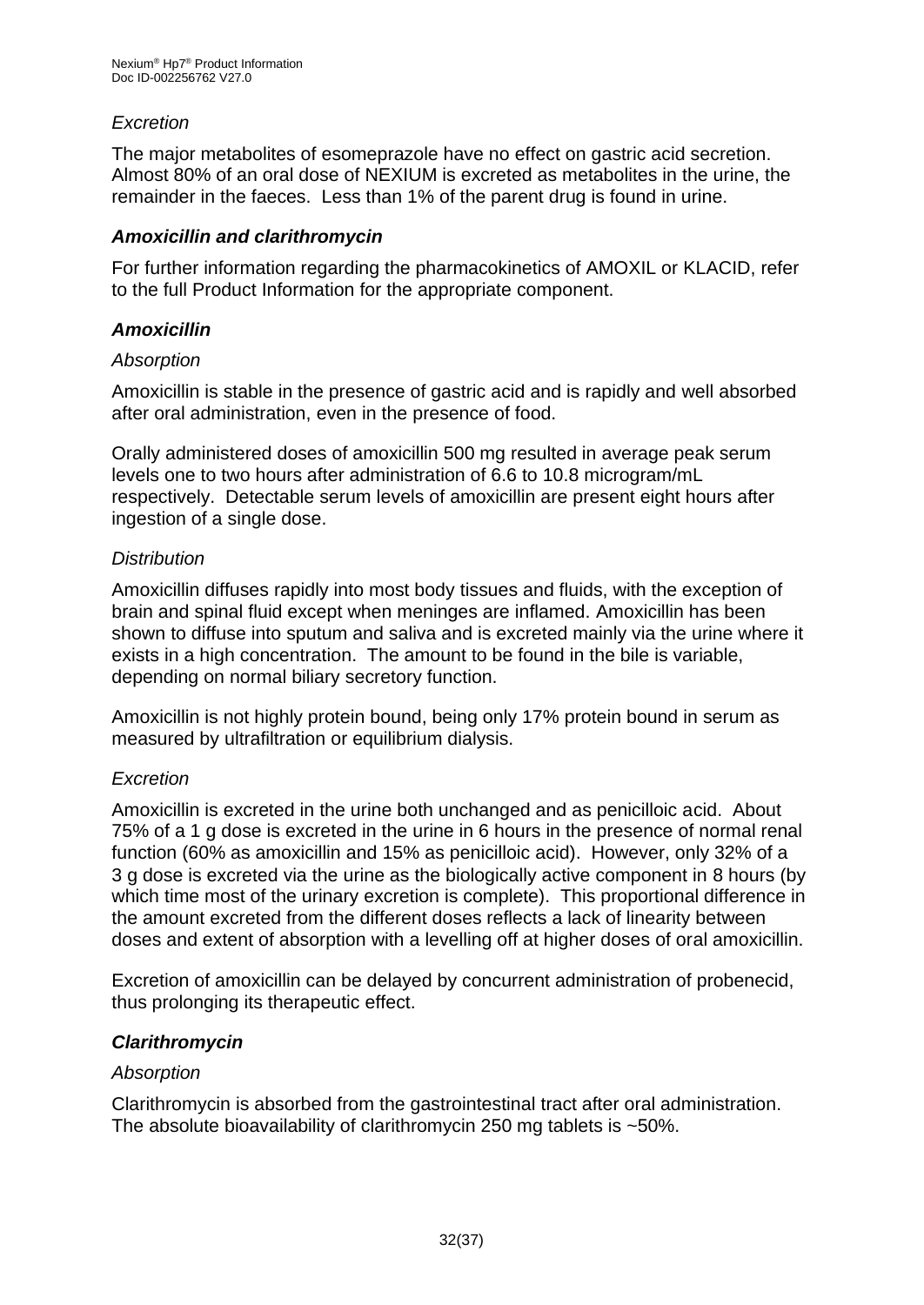*Excretion*

The major metabolites of esomeprazole have no effect on gastric acid secretion. Almost 80% of an oral dose of NEXIUM is excreted as metabolites in the urine, the remainder in the faeces. Less than 1% of the parent drug is found in urine.

***Amoxicillin and clarithromycin***

For further information regarding the pharmacokinetics of AMOXIL or KLACID, refer to the full Product Information for the appropriate component.

***Amoxicillin***

*Absorption*

Amoxicillin is stable in the presence of gastric acid and is rapidly and well absorbed after oral administration, even in the presence of food.

Orally administered doses of amoxicillin 500 mg resulted in average peak serum levels one to two hours after administration of 6.6 to 10.8 microgram/mL respectively. Detectable serum levels of amoxicillin are present eight hours after ingestion of a single dose.

*Distribution*

Amoxicillin diffuses rapidly into most body tissues and fluids, with the exception of brain and spinal fluid except when meninges are inflamed. Amoxicillin has been shown to diffuse into sputum and saliva and is excreted mainly via the urine where it exists in a high concentration. The amount to be found in the bile is variable, depending on normal biliary secretory function.

Amoxicillin is not highly protein bound, being only 17% protein bound in serum as measured by ultrafiltration or equilibrium dialysis.

*Excretion*

Amoxicillin is excreted in the urine both unchanged and as penicilloic acid. About 75% of a 1 g dose is excreted in the urine in 6 hours in the presence of normal renal function (60% as amoxicillin and 15% as penicilloic acid). However, only 32% of a 3 g dose is excreted via the urine as the biologically active component in 8 hours (by which time most of the urinary excretion is complete). This proportional difference in the amount excreted from the different doses reflects a lack of linearity between doses and extent of absorption with a levelling off at higher doses of oral amoxicillin.

Excretion of amoxicillin can be delayed by concurrent administration of probenecid, thus prolonging its therapeutic effect.

***Clarithromycin***

*Absorption*

Clarithromycin is absorbed from the gastrointestinal tract after oral administration. The absolute bioavailability of clarithromycin 250 mg tablets is ~50%.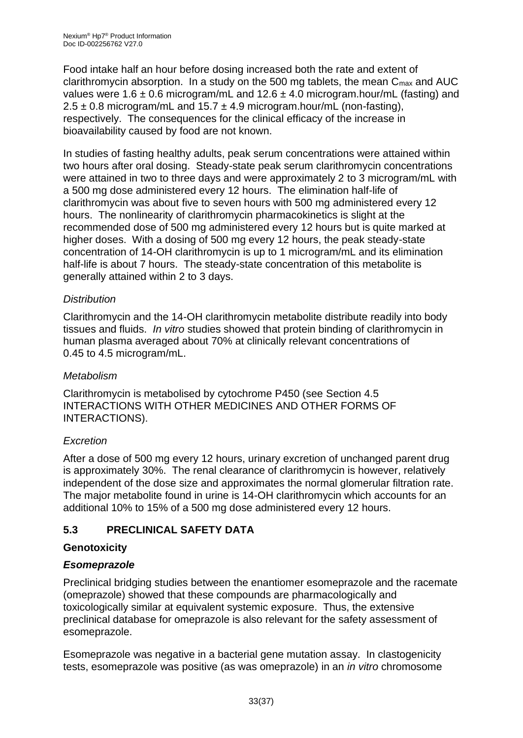Food intake half an hour before dosing increased both the rate and extent of clarithromycin absorption. In a study on the 500 mg tablets, the mean $C_{max}$ and AUC values were 1.6 ± 0.6 microgram/mL and 12.6 ± 4.0 microgram.hour/mL (fasting) and 2.5 ± 0.8 microgram/mL and 15.7 ± 4.9 microgram.hour/mL (non-fasting), respectively. The consequences for the clinical efficacy of the increase in bioavailability caused by food are not known.

In studies of fasting healthy adults, peak serum concentrations were attained within two hours after oral dosing. Steady-state peak serum clarithromycin concentrations were attained in two to three days and were approximately 2 to 3 microgram/mL with a 500 mg dose administered every 12 hours. The elimination half-life of clarithromycin was about five to seven hours with 500 mg administered every 12 hours. The nonlinearity of clarithromycin pharmacokinetics is slight at the recommended dose of 500 mg administered every 12 hours but is quite marked at higher doses. With a dosing of 500 mg every 12 hours, the peak steady-state concentration of 14-OH clarithromycin is up to 1 microgram/mL and its elimination half-life is about 7 hours. The steady-state concentration of this metabolite is generally attained within 2 to 3 days.

*Distribution*

Clarithromycin and the 14-OH clarithromycin metabolite distribute readily into body tissues and fluids. *In vitro* studies showed that protein binding of clarithromycin in human plasma averaged about 70% at clinically relevant concentrations of 0.45 to 4.5 microgram/mL.

*Metabolism*

Clarithromycin is metabolised by cytochrome P450 (see Section 4.5 INTERACTIONS WITH OTHER MEDICINES AND OTHER FORMS OF INTERACTIONS).

*Excretion*

After a dose of 500 mg every 12 hours, urinary excretion of unchanged parent drug is approximately 30%. The renal clearance of clarithromycin is however, relatively independent of the dose size and approximates the normal glomerular filtration rate. The major metabolite found in urine is 14-OH clarithromycin which accounts for an additional 10% to 15% of a 500 mg dose administered every 12 hours.

## 5.3 PRECLINICAL SAFETY DATA

### Genotoxicity

#### *Esomeprazole*

Preclinical bridging studies between the enantiomer esomeprazole and the racemate (omeprazole) showed that these compounds are pharmacologically and toxicologically similar at equivalent systemic exposure. Thus, the extensive preclinical database for omeprazole is also relevant for the safety assessment of esomeprazole.

Esomeprazole was negative in a bacterial gene mutation assay. In clastogenicity tests, esomeprazole was positive (as was omeprazole) in an *in vitro* chromosome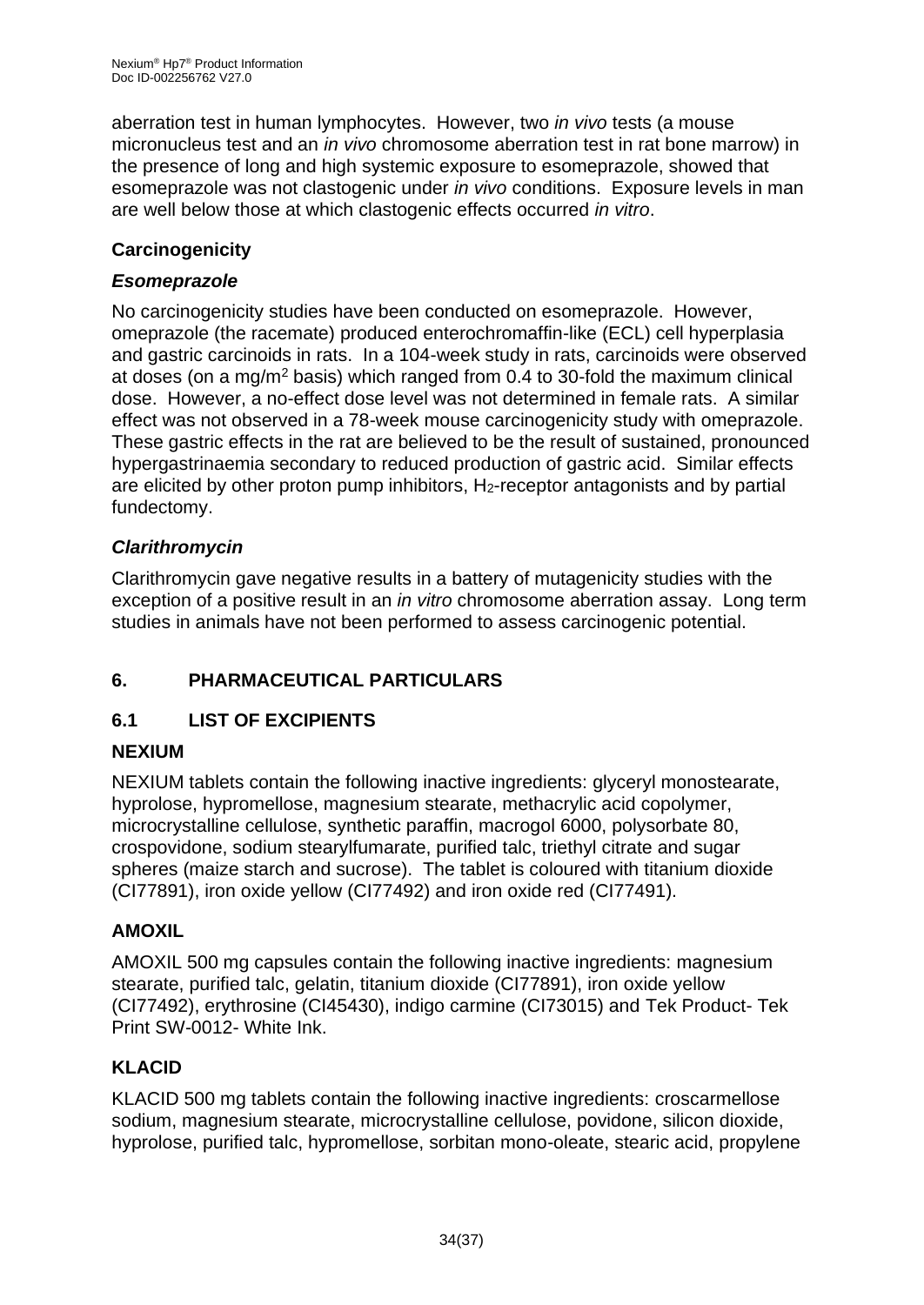aberration test in human lymphocytes. However, two *in vivo* tests (a mouse micronucleus test and an *in vivo* chromosome aberration test in rat bone marrow) in the presence of long and high systemic exposure to esomeprazole, showed that esomeprazole was not clastogenic under *in vivo* conditions. Exposure levels in man are well below those at which clastogenic effects occurred *in vitro*.

### Carcinogenicity

#### *Esomeprazole*

No carcinogenicity studies have been conducted on esomeprazole. However, omeprazole (the racemate) produced enterochromaffin-like (ECL) cell hyperplasia and gastric carcinoids in rats. In a 104-week study in rats, carcinoids were observed at doses (on a $mg/m^2$ basis) which ranged from 0.4 to 30-fold the maximum clinical dose. However, a no-effect dose level was not determined in female rats. A similar effect was not observed in a 78-week mouse carcinogenicity study with omeprazole. These gastric effects in the rat are believed to be the result of sustained, pronounced hypergastrinaemia secondary to reduced production of gastric acid. Similar effects are elicited by other proton pump inhibitors, $H_2$-receptor antagonists and by partial fundectomy.

#### *Clarithromycin*

Clarithromycin gave negative results in a battery of mutagenicity studies with the exception of a positive result in an *in vitro* chromosome aberration assay. Long term studies in animals have not been performed to assess carcinogenic potential.

## 6. PHARMACEUTICAL PARTICULARS

### 6.1 LIST OF EXCIPIENTS

### NEXIUM

NEXIUM tablets contain the following inactive ingredients: glyceryl monostearate, hyprolose, hypromellose, magnesium stearate, methacrylic acid copolymer, microcrystalline cellulose, synthetic paraffin, macrogol 6000, polysorbate 80, crospovidone, sodium stearylfumarate, purified talc, triethyl citrate and sugar spheres (maize starch and sucrose). The tablet is coloured with titanium dioxide (CI77891), iron oxide yellow (CI77492) and iron oxide red (CI77491).

### AMOXIL

AMOXIL 500 mg capsules contain the following inactive ingredients: magnesium stearate, purified talc, gelatin, titanium dioxide (CI77891), iron oxide yellow (CI77492), erythrosine (CI45430), indigo carmine (CI73015) and Tek Product- Tek Print SW-0012- White Ink.

### KLACID

KLACID 500 mg tablets contain the following inactive ingredients: croscarmellose sodium, magnesium stearate, microcrystalline cellulose, povidone, silicon dioxide, hyprolose, purified talc, hypromellose, sorbitan mono-oleate, stearic acid, propylene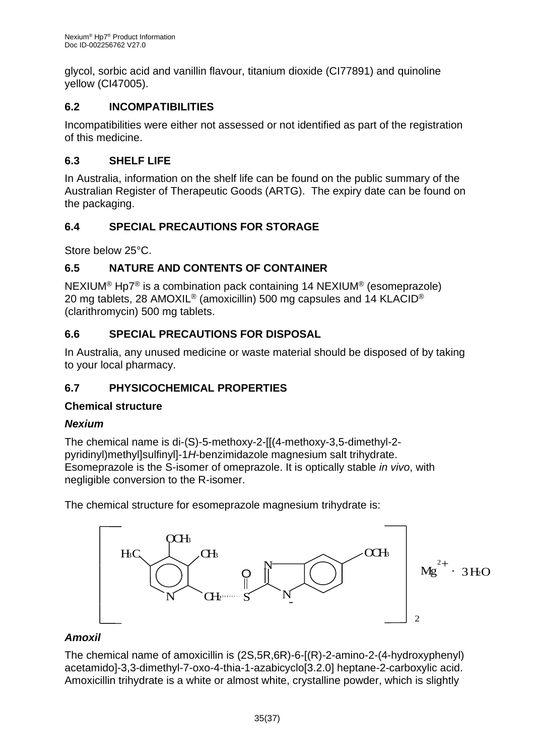glycol, sorbic acid and vanillin flavour, titanium dioxide (CI77891) and quinoline yellow (CI47005).

## 6.2 INCOMPATIBILITIES

Incompatibilities were either not assessed or not identified as part of the registration of this medicine.

## 6.3 SHELF LIFE

In Australia, information on the shelf life can be found on the public summary of the Australian Register of Therapeutic Goods (ARTG). The expiry date can be found on the packaging.

## 6.4 SPECIAL PRECAUTIONS FOR STORAGE

Store below 25°C.

## 6.5 NATURE AND CONTENTS OF CONTAINER

NEXIUM® Hp7® is a combination pack containing 14 NEXIUM® (esomeprazole) 20 mg tablets, 28 AMOXIL® (amoxicillin) 500 mg capsules and 14 KLACID® (clarithromycin) 500 mg tablets.

## 6.6 SPECIAL PRECAUTIONS FOR DISPOSAL

In Australia, any unused medicine or waste material should be disposed of by taking to your local pharmacy.

## 6.7 PHYSICOCHEMICAL PROPERTIES

### Chemical structure

#### *Nexium*

The chemical name is di-(S)-5-methoxy-2-[[(4-methoxy-3,5-dimethyl-2-pyridinyl)methyl]sulfinyl]-1*H*-benzimidazole magnesium salt trihydrate. Esomeprazole is the S-isomer of omeprazole. It is optically stable *in vivo*, with negligible conversion to the R-isomer.

The chemical structure for esomeprazole magnesium trihydrate is:

$$[\text{C}_{17}\text{H}_{18}\text{N}_3\text{O}_3\text{S}^-]_2 \; Mg^{2+} \cdot 3\,H_2O$$

#### *Amoxil*

The chemical name of amoxicillin is (2S,5R,6R)-6-[(R)-2-amino-2-(4-hydroxyphenyl) acetamido]-3,3-dimethyl-7-oxo-4-thia-1-azabicyclo[3.2.0] heptane-2-carboxylic acid. Amoxicillin trihydrate is a white or almost white, crystalline powder, which is slightly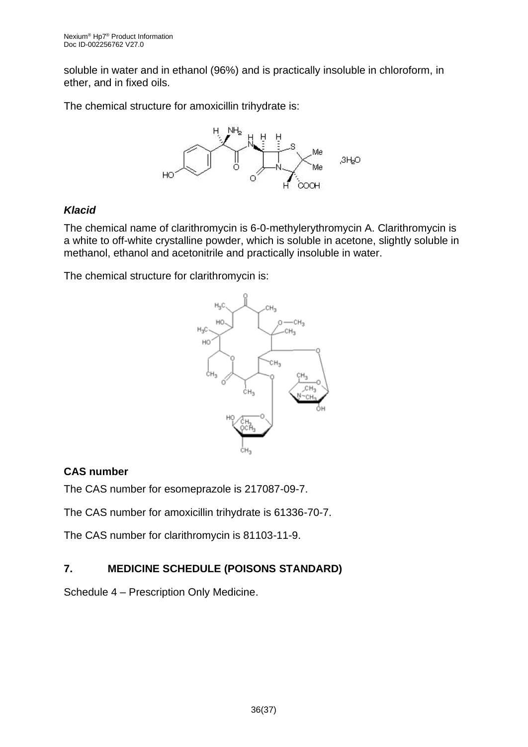soluble in water and in ethanol (96%) and is practically insoluble in chloroform, in ether, and in fixed oils.

The chemical structure for amoxicillin trihydrate is:

### *Klacid*

The chemical name of clarithromycin is 6-0-methylerythromycin A. Clarithromycin is a white to off-white crystalline powder, which is soluble in acetone, slightly soluble in methanol, ethanol and acetonitrile and practically insoluble in water.

The chemical structure for clarithromycin is:

### CAS number

The CAS number for esomeprazole is 217087-09-7.

The CAS number for amoxicillin trihydrate is 61336-70-7.

The CAS number for clarithromycin is 81103-11-9.

## 7. MEDICINE SCHEDULE (POISONS STANDARD)

Schedule 4 – Prescription Only Medicine.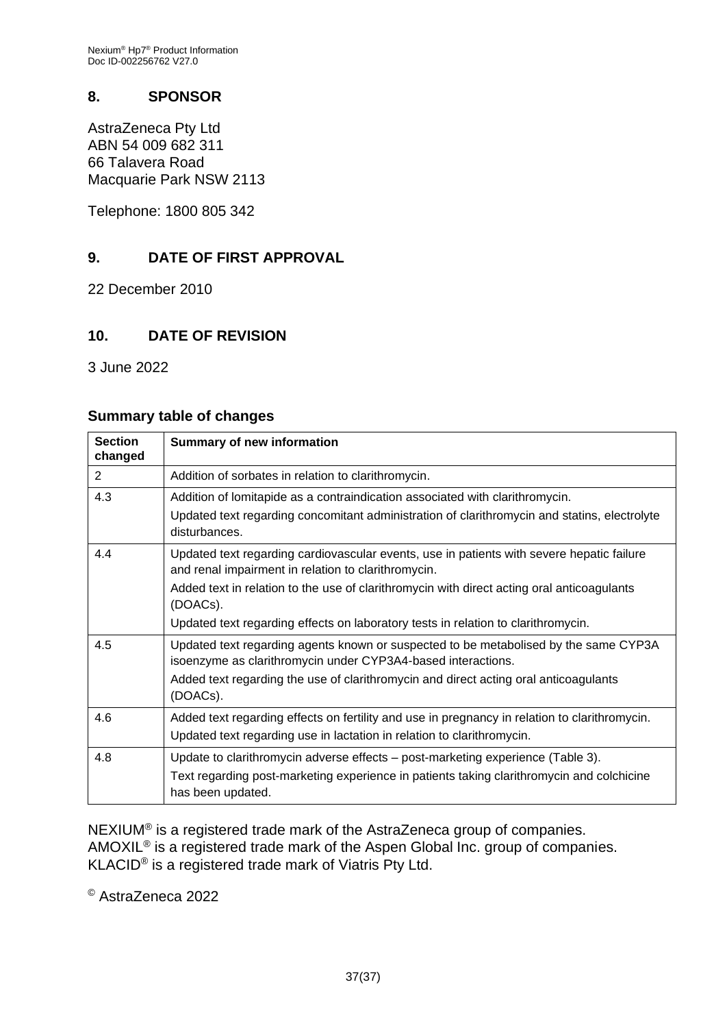## 8. SPONSOR

AstraZeneca Pty Ltd
ABN 54 009 682 311
66 Talavera Road
Macquarie Park NSW 2113

Telephone: 1800 805 342

## 9. DATE OF FIRST APPROVAL

22 December 2010

## 10. DATE OF REVISION

3 June 2022

### Summary table of changes

| Section changed | Summary of new information |
|---|---|
| 2 | Addition of sorbates in relation to clarithromycin. |
| 4.3 | Addition of lomitapide as a contraindication associated with clarithromycin.<br>Updated text regarding concomitant administration of clarithromycin and statins, electrolyte disturbances. |
| 4.4 | Updated text regarding cardiovascular events, use in patients with severe hepatic failure and renal impairment in relation to clarithromycin.<br>Added text in relation to the use of clarithromycin with direct acting oral anticoagulants (DOACs).<br>Updated text regarding effects on laboratory tests in relation to clarithromycin. |
| 4.5 | Updated text regarding agents known or suspected to be metabolised by the same CYP3A isoenzyme as clarithromycin under CYP3A4-based interactions.<br>Added text regarding the use of clarithromycin and direct acting oral anticoagulants (DOACs). |
| 4.6 | Added text regarding effects on fertility and use in pregnancy in relation to clarithromycin.<br>Updated text regarding use in lactation in relation to clarithromycin. |
| 4.8 | Update to clarithromycin adverse effects – post-marketing experience (Table 3).<br>Text regarding post-marketing experience in patients taking clarithromycin and colchicine has been updated. |

NEXIUM® is a registered trade mark of the AstraZeneca group of companies.
AMOXIL® is a registered trade mark of the Aspen Global Inc. group of companies.
KLACID® is a registered trade mark of Viatris Pty Ltd.

© AstraZeneca 2022